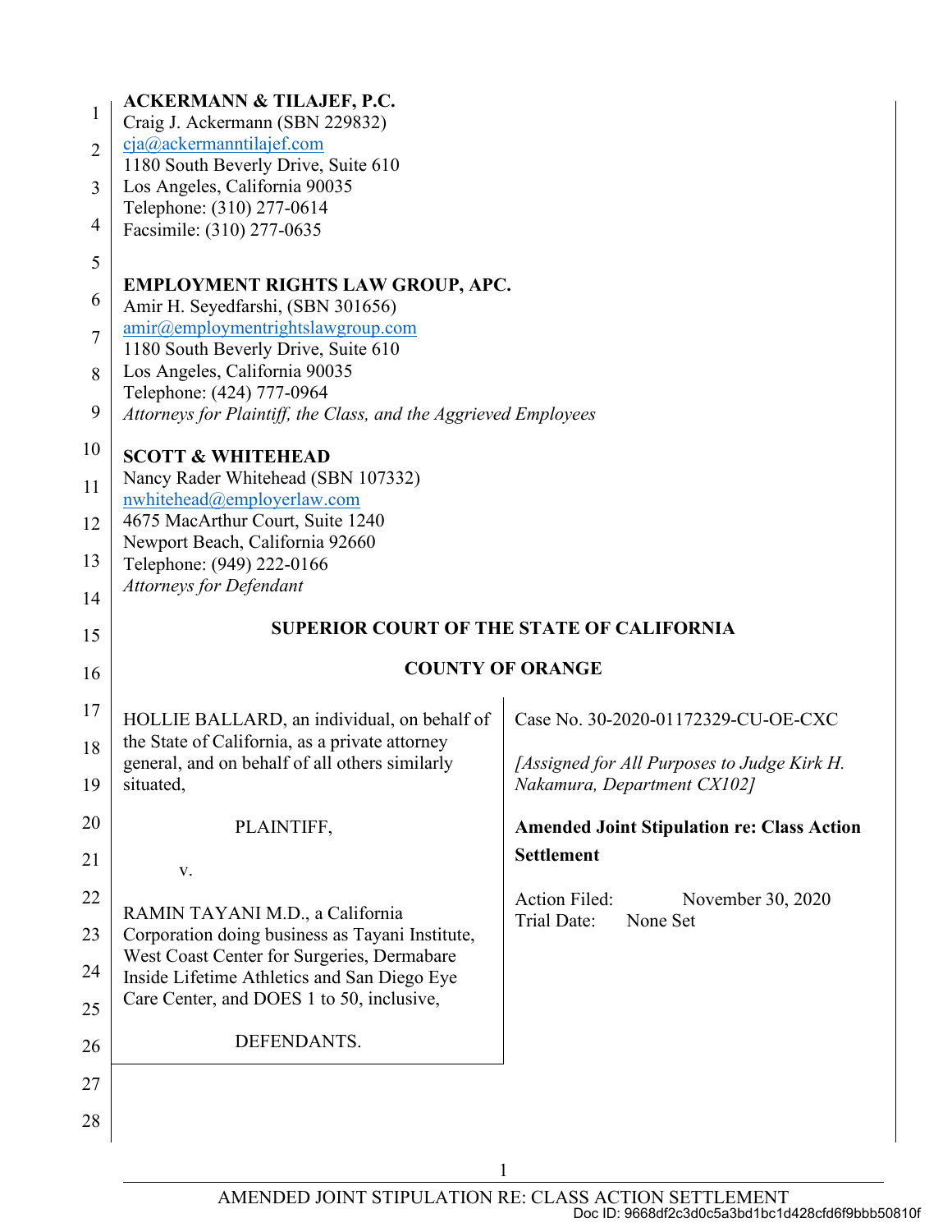**ACKERMANN & TILAJEF, P.C.**
Craig J. Ackermann (SBN 229832)
cja@ackermanntilajef.com
1180 South Beverly Drive, Suite 610
Los Angeles, California 90035
Telephone: (310) 277-0614
Facsimile: (310) 277-0635

**EMPLOYMENT RIGHTS LAW GROUP, APC.**
Amir H. Seyedfarshi, (SBN 301656)
amir@employmentrightslawgroup.com
1180 South Beverly Drive, Suite 610
Los Angeles, California 90035
Telephone: (424) 777-0964
*Attorneys for Plaintiff, the Class, and the Aggrieved Employees*

**SCOTT & WHITEHEAD**
Nancy Rader Whitehead (SBN 107332)
nwhitehead@employerlaw.com
4675 MacArthur Court, Suite 1240
Newport Beach, California 92660
Telephone: (949) 222-0166
*Attorneys for Defendant*

**SUPERIOR COURT OF THE STATE OF CALIFORNIA**

**COUNTY OF ORANGE**

HOLLIE BALLARD, an individual, on behalf of the State of California, as a private attorney general, and on behalf of all others similarly situated,

PLAINTIFF,

v.

RAMIN TAYANI M.D., a California Corporation doing business as Tayani Institute, West Coast Center for Surgeries, Dermabare Inside Lifetime Athletics and San Diego Eye Care Center, and DOES 1 to 50, inclusive,

DEFENDANTS.

Case No. 30-2020-01172329-CU-OE-CXC

*[Assigned for All Purposes to Judge Kirk H. Nakamura, Department CX102]*

**Amended Joint Stipulation re: Class Action Settlement**

Action Filed: November 30, 2020
Trial Date: None Set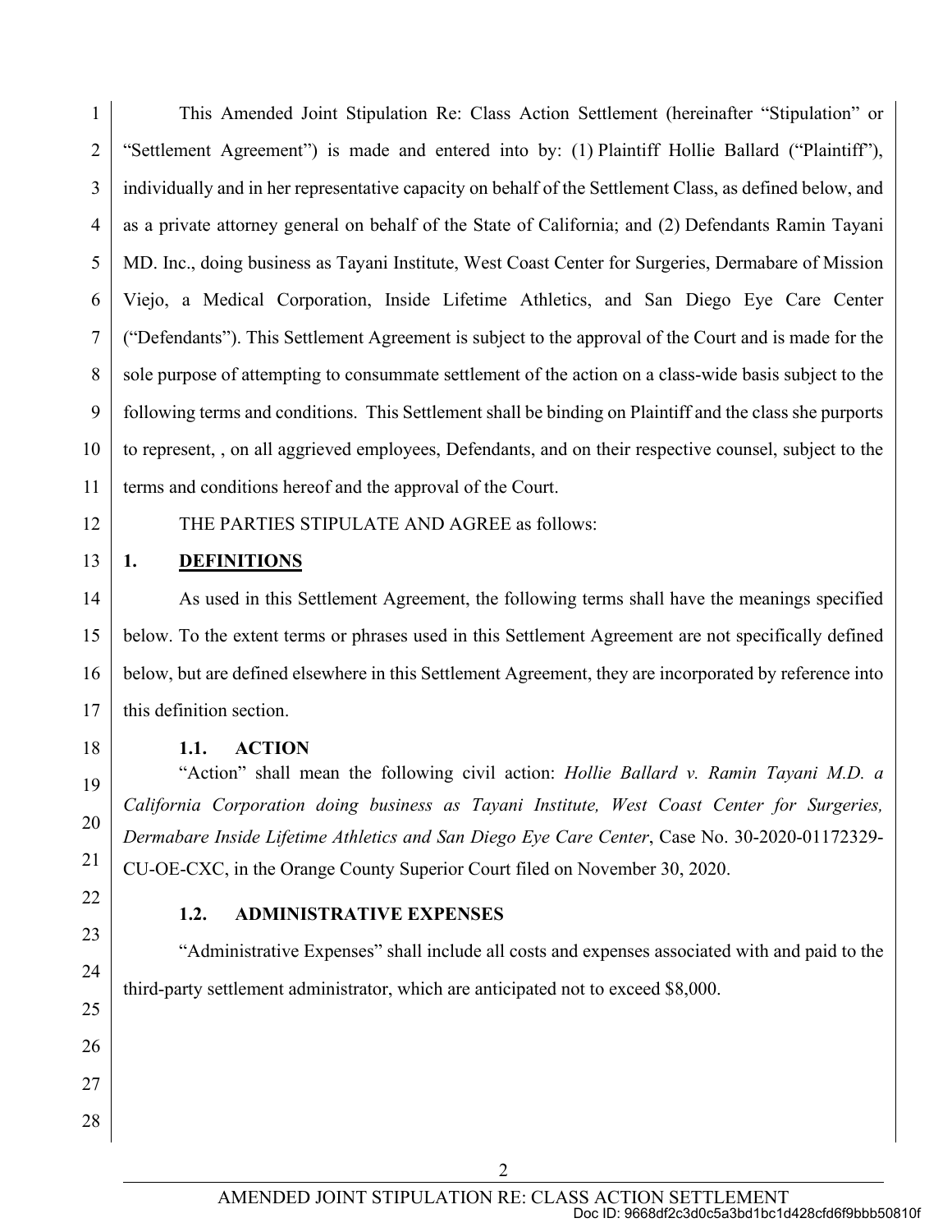This Amended Joint Stipulation Re: Class Action Settlement (hereinafter "Stipulation" or "Settlement Agreement") is made and entered into by: (1) Plaintiff Hollie Ballard ("Plaintiff"), individually and in her representative capacity on behalf of the Settlement Class, as defined below, and as a private attorney general on behalf of the State of California; and (2) Defendants Ramin Tayani MD. Inc., doing business as Tayani Institute, West Coast Center for Surgeries, Dermabare of Mission Viejo, a Medical Corporation, Inside Lifetime Athletics, and San Diego Eye Care Center ("Defendants"). This Settlement Agreement is subject to the approval of the Court and is made for the sole purpose of attempting to consummate settlement of the action on a class-wide basis subject to the following terms and conditions. This Settlement shall be binding on Plaintiff and the class she purports to represent, , on all aggrieved employees, Defendants, and on their respective counsel, subject to the terms and conditions hereof and the approval of the Court.

THE PARTIES STIPULATE AND AGREE as follows:

## 1. DEFINITIONS

As used in this Settlement Agreement, the following terms shall have the meanings specified below. To the extent terms or phrases used in this Settlement Agreement are not specifically defined below, but are defined elsewhere in this Settlement Agreement, they are incorporated by reference into this definition section.

### 1.1. ACTION

"Action" shall mean the following civil action: *Hollie Ballard v. Ramin Tayani M.D. a California Corporation doing business as Tayani Institute, West Coast Center for Surgeries, Dermabare Inside Lifetime Athletics and San Diego Eye Care Center*, Case No. 30-2020-01172329-CU-OE-CXC, in the Orange County Superior Court filed on November 30, 2020.

### 1.2. ADMINISTRATIVE EXPENSES

"Administrative Expenses" shall include all costs and expenses associated with and paid to the third-party settlement administrator, which are anticipated not to exceed $8,000.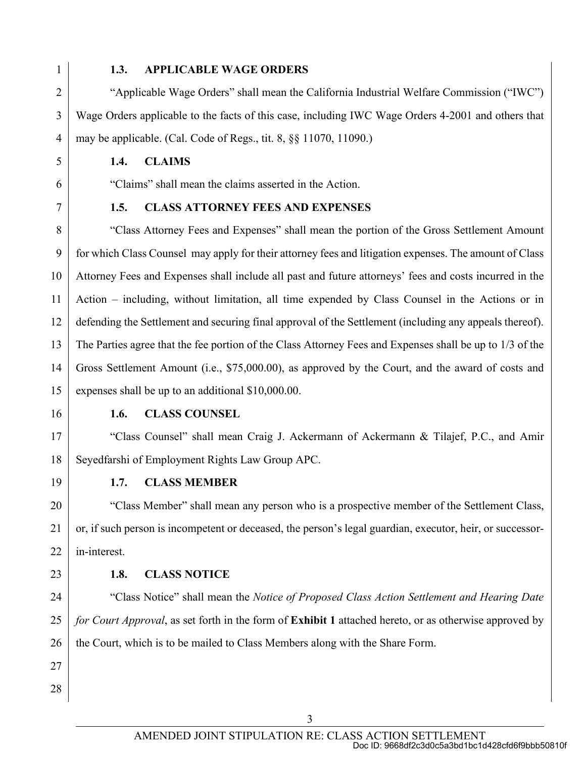### 1.3. APPLICABLE WAGE ORDERS

"Applicable Wage Orders" shall mean the California Industrial Welfare Commission ("IWC") Wage Orders applicable to the facts of this case, including IWC Wage Orders 4-2001 and others that may be applicable. (Cal. Code of Regs., tit. 8, §§ 11070, 11090.)

### 1.4. CLAIMS

"Claims" shall mean the claims asserted in the Action.

### 1.5. CLASS ATTORNEY FEES AND EXPENSES

"Class Attorney Fees and Expenses" shall mean the portion of the Gross Settlement Amount for which Class Counsel may apply for their attorney fees and litigation expenses. The amount of Class Attorney Fees and Expenses shall include all past and future attorneys' fees and costs incurred in the Action – including, without limitation, all time expended by Class Counsel in the Actions or in defending the Settlement and securing final approval of the Settlement (including any appeals thereof). The Parties agree that the fee portion of the Class Attorney Fees and Expenses shall be up to 1/3 of the Gross Settlement Amount (i.e., $75,000.00), as approved by the Court, and the award of costs and expenses shall be up to an additional $10,000.00.

### 1.6. CLASS COUNSEL

"Class Counsel" shall mean Craig J. Ackermann of Ackermann & Tilajef, P.C., and Amir Seyedfarshi of Employment Rights Law Group APC.

### 1.7. CLASS MEMBER

"Class Member" shall mean any person who is a prospective member of the Settlement Class, or, if such person is incompetent or deceased, the person's legal guardian, executor, heir, or successor-in-interest.

### 1.8. CLASS NOTICE

"Class Notice" shall mean the *Notice of Proposed Class Action Settlement and Hearing Date for Court Approval*, as set forth in the form of **Exhibit 1** attached hereto, or as otherwise approved by the Court, which is to be mailed to Class Members along with the Share Form.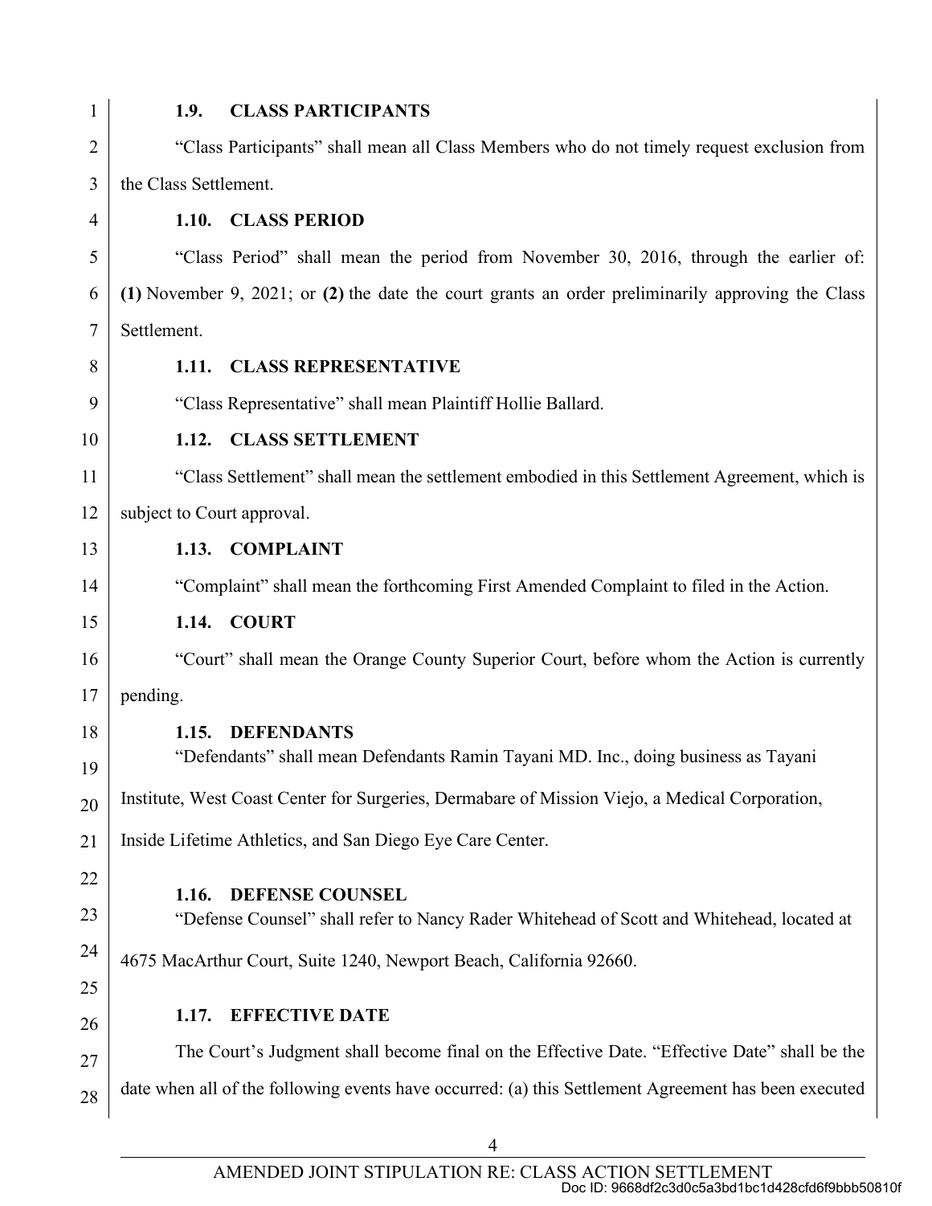**1.9. CLASS PARTICIPANTS**

"Class Participants" shall mean all Class Members who do not timely request exclusion from the Class Settlement.

**1.10. CLASS PERIOD**

"Class Period" shall mean the period from November 30, 2016, through the earlier of: **(1)** November 9, 2021; or **(2)** the date the court grants an order preliminarily approving the Class Settlement.

**1.11. CLASS REPRESENTATIVE**

"Class Representative" shall mean Plaintiff Hollie Ballard.

**1.12. CLASS SETTLEMENT**

"Class Settlement" shall mean the settlement embodied in this Settlement Agreement, which is subject to Court approval.

**1.13. COMPLAINT**

"Complaint" shall mean the forthcoming First Amended Complaint to filed in the Action.

**1.14. COURT**

"Court" shall mean the Orange County Superior Court, before whom the Action is currently pending.

**1.15. DEFENDANTS**

"Defendants" shall mean Defendants Ramin Tayani MD. Inc., doing business as Tayani Institute, West Coast Center for Surgeries, Dermabare of Mission Viejo, a Medical Corporation, Inside Lifetime Athletics, and San Diego Eye Care Center.

**1.16. DEFENSE COUNSEL**

"Defense Counsel" shall refer to Nancy Rader Whitehead of Scott and Whitehead, located at 4675 MacArthur Court, Suite 1240, Newport Beach, California 92660.

**1.17. EFFECTIVE DATE**

The Court's Judgment shall become final on the Effective Date. "Effective Date" shall be the date when all of the following events have occurred: (a) this Settlement Agreement has been executed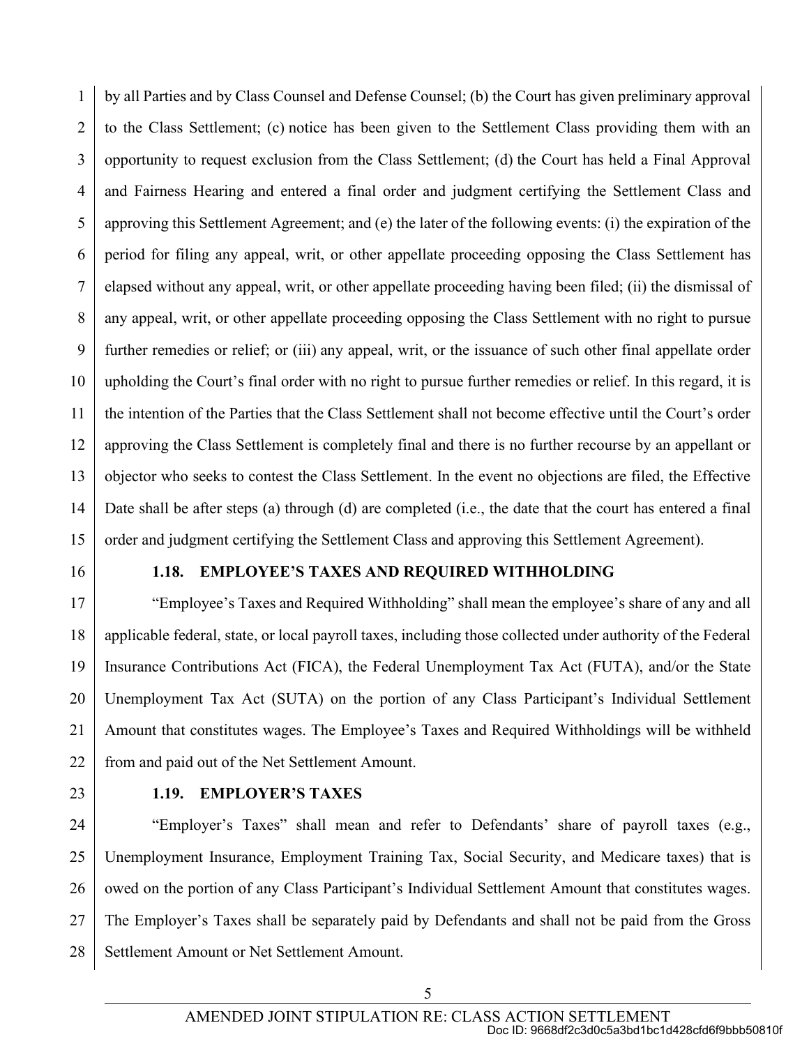by all Parties and by Class Counsel and Defense Counsel; (b) the Court has given preliminary approval to the Class Settlement; (c) notice has been given to the Settlement Class providing them with an opportunity to request exclusion from the Class Settlement; (d) the Court has held a Final Approval and Fairness Hearing and entered a final order and judgment certifying the Settlement Class and approving this Settlement Agreement; and (e) the later of the following events: (i) the expiration of the period for filing any appeal, writ, or other appellate proceeding opposing the Class Settlement has elapsed without any appeal, writ, or other appellate proceeding having been filed; (ii) the dismissal of any appeal, writ, or other appellate proceeding opposing the Class Settlement with no right to pursue further remedies or relief; or (iii) any appeal, writ, or the issuance of such other final appellate order upholding the Court's final order with no right to pursue further remedies or relief. In this regard, it is the intention of the Parties that the Class Settlement shall not become effective until the Court's order approving the Class Settlement is completely final and there is no further recourse by an appellant or objector who seeks to contest the Class Settlement. In the event no objections are filed, the Effective Date shall be after steps (a) through (d) are completed (i.e., the date that the court has entered a final order and judgment certifying the Settlement Class and approving this Settlement Agreement).

### 1.18. EMPLOYEE'S TAXES AND REQUIRED WITHHOLDING

"Employee's Taxes and Required Withholding" shall mean the employee's share of any and all applicable federal, state, or local payroll taxes, including those collected under authority of the Federal Insurance Contributions Act (FICA), the Federal Unemployment Tax Act (FUTA), and/or the State Unemployment Tax Act (SUTA) on the portion of any Class Participant's Individual Settlement Amount that constitutes wages. The Employee's Taxes and Required Withholdings will be withheld from and paid out of the Net Settlement Amount.

### 1.19. EMPLOYER'S TAXES

"Employer's Taxes" shall mean and refer to Defendants' share of payroll taxes (e.g., Unemployment Insurance, Employment Training Tax, Social Security, and Medicare taxes) that is owed on the portion of any Class Participant's Individual Settlement Amount that constitutes wages. The Employer's Taxes shall be separately paid by Defendants and shall not be paid from the Gross Settlement Amount or Net Settlement Amount.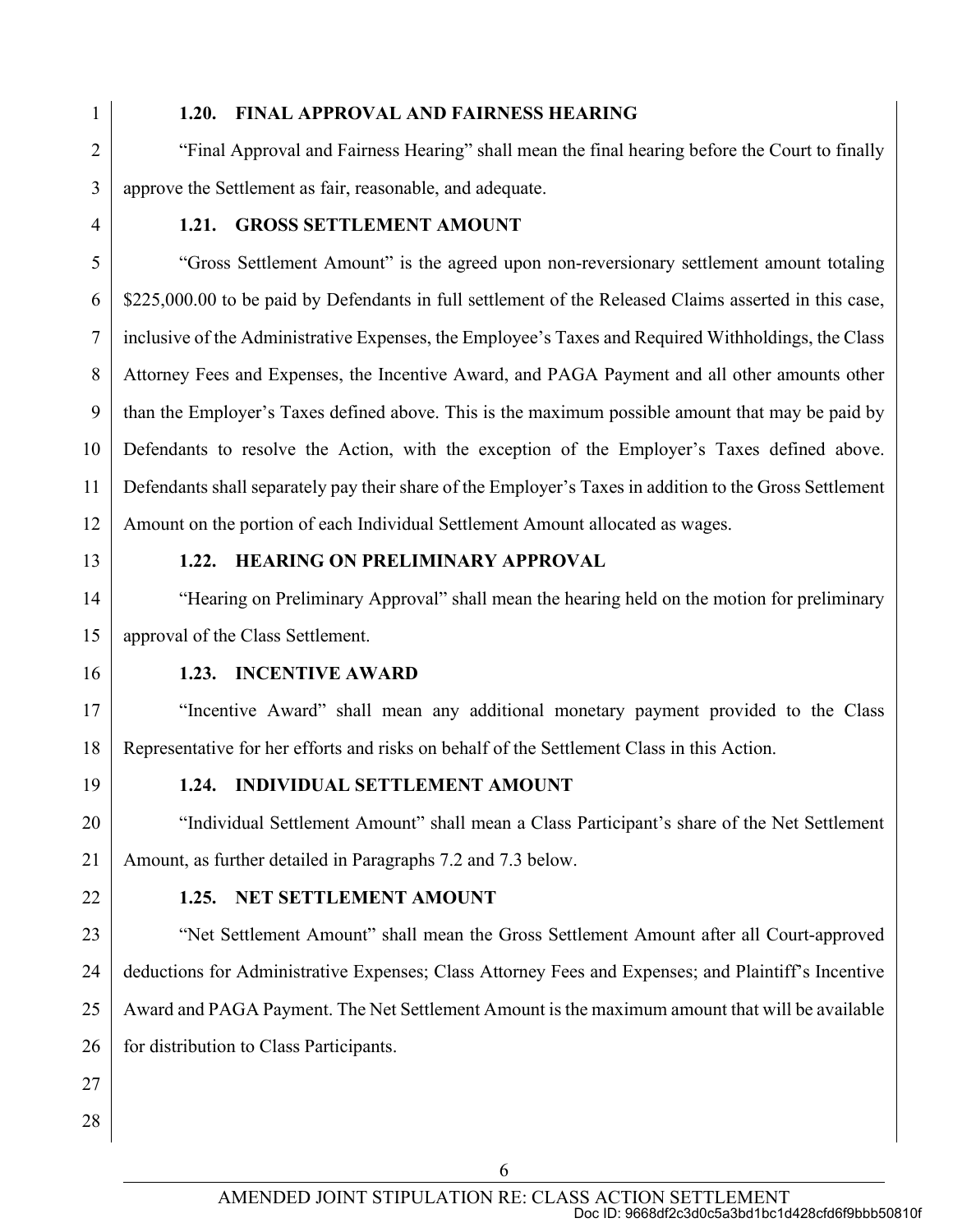### 1.20. FINAL APPROVAL AND FAIRNESS HEARING

"Final Approval and Fairness Hearing" shall mean the final hearing before the Court to finally approve the Settlement as fair, reasonable, and adequate.

### 1.21. GROSS SETTLEMENT AMOUNT

"Gross Settlement Amount" is the agreed upon non-reversionary settlement amount totaling $225,000.00 to be paid by Defendants in full settlement of the Released Claims asserted in this case, inclusive of the Administrative Expenses, the Employee's Taxes and Required Withholdings, the Class Attorney Fees and Expenses, the Incentive Award, and PAGA Payment and all other amounts other than the Employer's Taxes defined above. This is the maximum possible amount that may be paid by Defendants to resolve the Action, with the exception of the Employer's Taxes defined above. Defendants shall separately pay their share of the Employer's Taxes in addition to the Gross Settlement Amount on the portion of each Individual Settlement Amount allocated as wages.

### 1.22. HEARING ON PRELIMINARY APPROVAL

"Hearing on Preliminary Approval" shall mean the hearing held on the motion for preliminary approval of the Class Settlement.

### 1.23. INCENTIVE AWARD

"Incentive Award" shall mean any additional monetary payment provided to the Class Representative for her efforts and risks on behalf of the Settlement Class in this Action.

### 1.24. INDIVIDUAL SETTLEMENT AMOUNT

"Individual Settlement Amount" shall mean a Class Participant's share of the Net Settlement Amount, as further detailed in Paragraphs 7.2 and 7.3 below.

### 1.25. NET SETTLEMENT AMOUNT

"Net Settlement Amount" shall mean the Gross Settlement Amount after all Court-approved deductions for Administrative Expenses; Class Attorney Fees and Expenses; and Plaintiff's Incentive Award and PAGA Payment. The Net Settlement Amount is the maximum amount that will be available for distribution to Class Participants.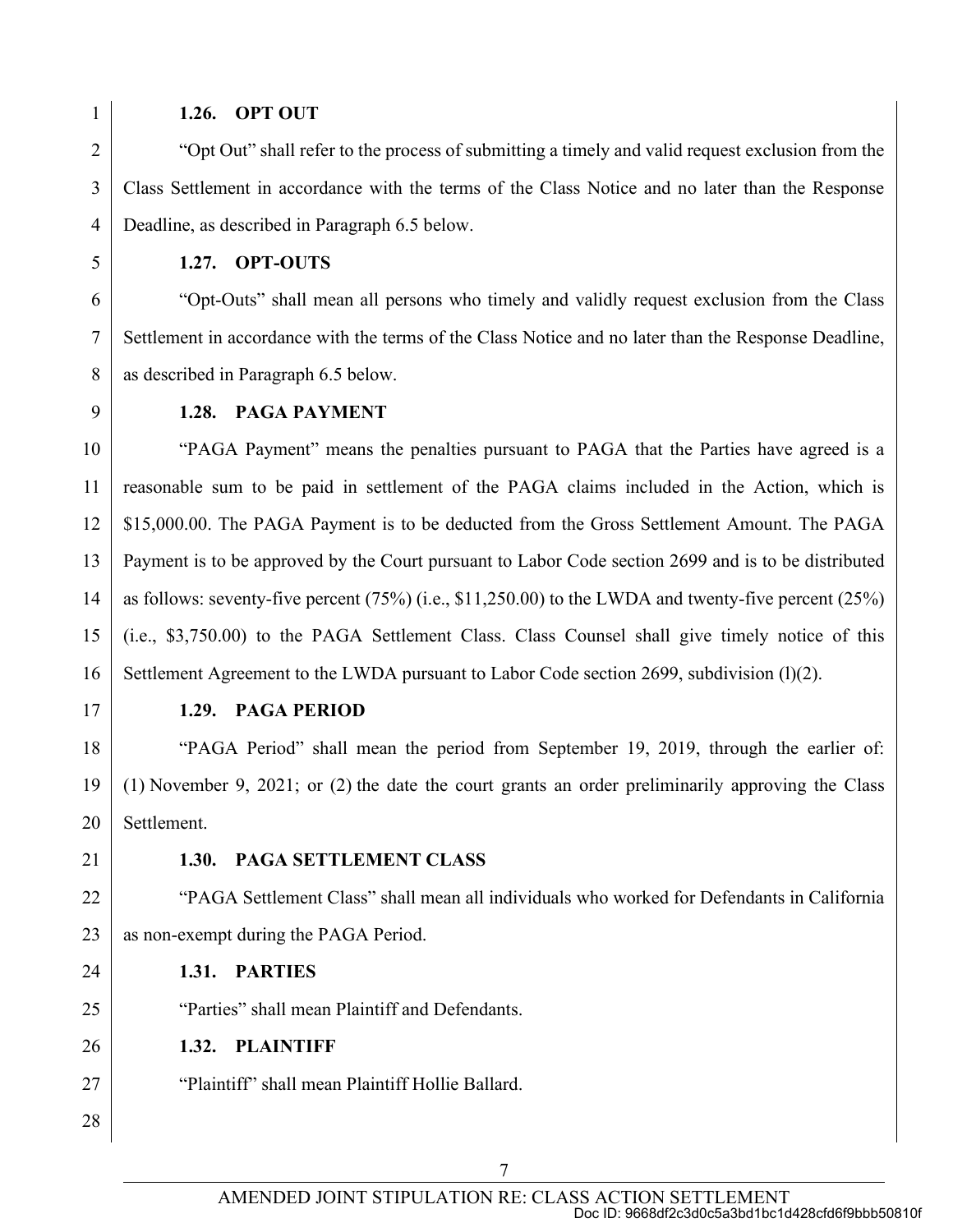### 1.26. OPT OUT

"Opt Out" shall refer to the process of submitting a timely and valid request exclusion from the Class Settlement in accordance with the terms of the Class Notice and no later than the Response Deadline, as described in Paragraph 6.5 below.

### 1.27. OPT-OUTS

"Opt-Outs" shall mean all persons who timely and validly request exclusion from the Class Settlement in accordance with the terms of the Class Notice and no later than the Response Deadline, as described in Paragraph 6.5 below.

### 1.28. PAGA PAYMENT

"PAGA Payment" means the penalties pursuant to PAGA that the Parties have agreed is a reasonable sum to be paid in settlement of the PAGA claims included in the Action, which is $15,000.00. The PAGA Payment is to be deducted from the Gross Settlement Amount. The PAGA Payment is to be approved by the Court pursuant to Labor Code section 2699 and is to be distributed as follows: seventy-five percent (75%) (i.e., $11,250.00) to the LWDA and twenty-five percent (25%) (i.e., $3,750.00) to the PAGA Settlement Class. Class Counsel shall give timely notice of this Settlement Agreement to the LWDA pursuant to Labor Code section 2699, subdivision (l)(2).

### 1.29. PAGA PERIOD

"PAGA Period" shall mean the period from September 19, 2019, through the earlier of: (1) November 9, 2021; or (2) the date the court grants an order preliminarily approving the Class Settlement.

### 1.30. PAGA SETTLEMENT CLASS

"PAGA Settlement Class" shall mean all individuals who worked for Defendants in California as non-exempt during the PAGA Period.

### 1.31. PARTIES

"Parties" shall mean Plaintiff and Defendants.

### 1.32. PLAINTIFF

"Plaintiff" shall mean Plaintiff Hollie Ballard.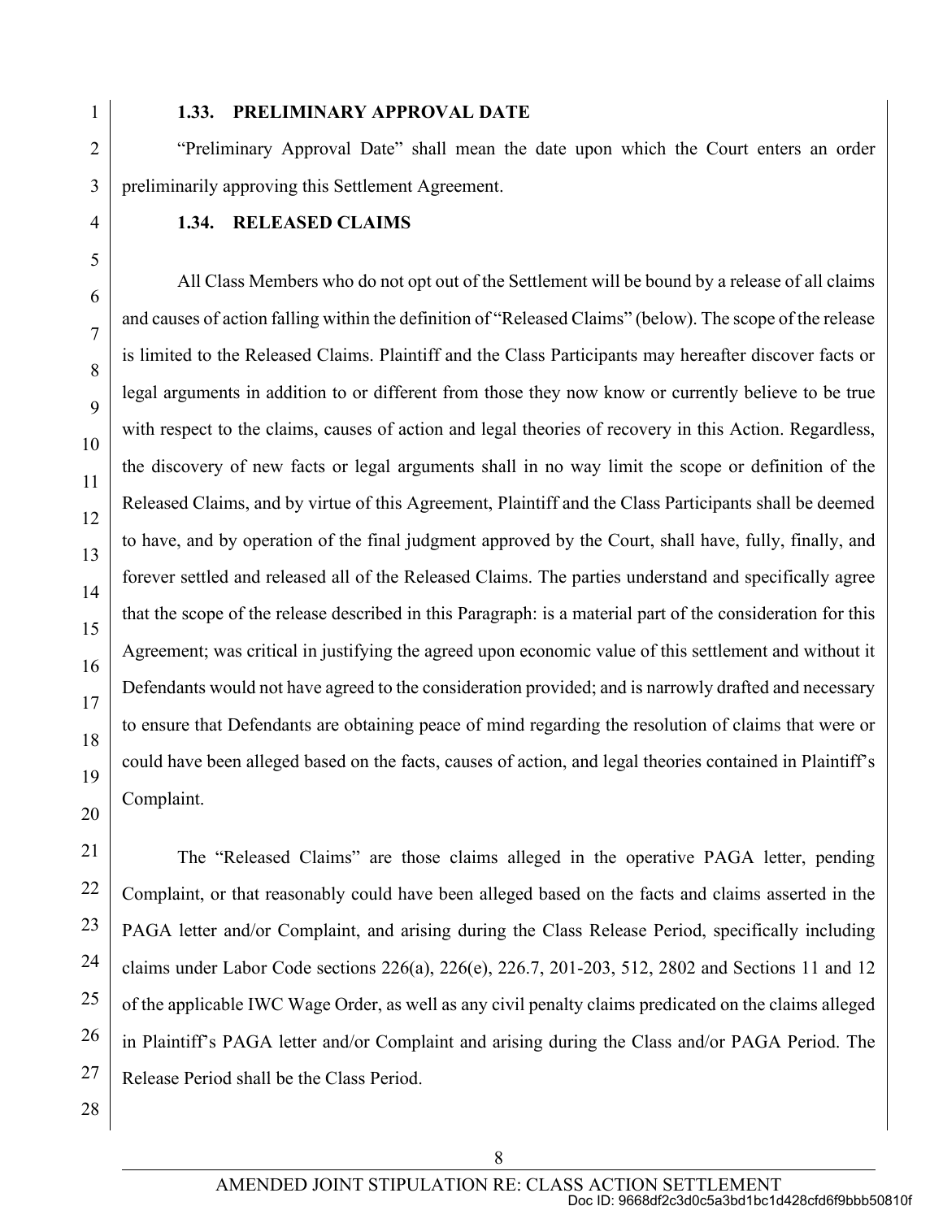### 1.33. PRELIMINARY APPROVAL DATE

"Preliminary Approval Date" shall mean the date upon which the Court enters an order preliminarily approving this Settlement Agreement.

### 1.34. RELEASED CLAIMS

All Class Members who do not opt out of the Settlement will be bound by a release of all claims and causes of action falling within the definition of "Released Claims" (below). The scope of the release is limited to the Released Claims. Plaintiff and the Class Participants may hereafter discover facts or legal arguments in addition to or different from those they now know or currently believe to be true with respect to the claims, causes of action and legal theories of recovery in this Action. Regardless, the discovery of new facts or legal arguments shall in no way limit the scope or definition of the Released Claims, and by virtue of this Agreement, Plaintiff and the Class Participants shall be deemed to have, and by operation of the final judgment approved by the Court, shall have, fully, finally, and forever settled and released all of the Released Claims. The parties understand and specifically agree that the scope of the release described in this Paragraph: is a material part of the consideration for this Agreement; was critical in justifying the agreed upon economic value of this settlement and without it Defendants would not have agreed to the consideration provided; and is narrowly drafted and necessary to ensure that Defendants are obtaining peace of mind regarding the resolution of claims that were or could have been alleged based on the facts, causes of action, and legal theories contained in Plaintiff's Complaint.

The "Released Claims" are those claims alleged in the operative PAGA letter, pending Complaint, or that reasonably could have been alleged based on the facts and claims asserted in the PAGA letter and/or Complaint, and arising during the Class Release Period, specifically including claims under Labor Code sections 226(a), 226(e), 226.7, 201-203, 512, 2802 and Sections 11 and 12 of the applicable IWC Wage Order, as well as any civil penalty claims predicated on the claims alleged in Plaintiff's PAGA letter and/or Complaint and arising during the Class and/or PAGA Period. The Release Period shall be the Class Period.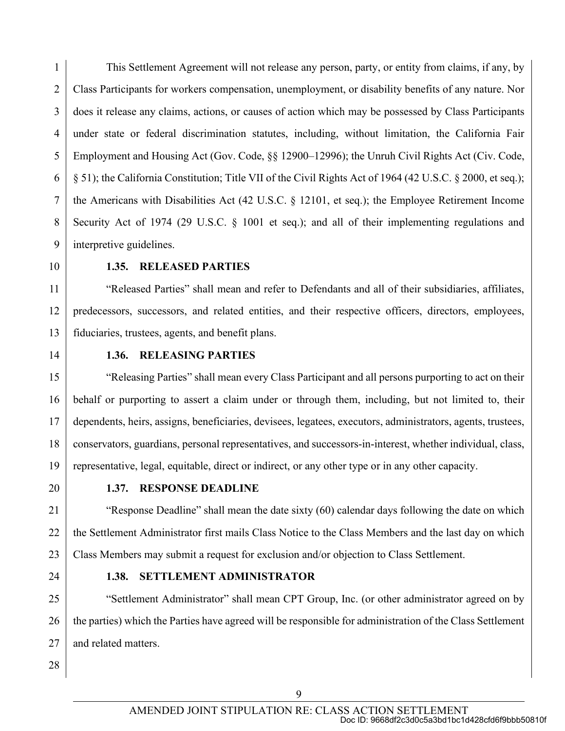This Settlement Agreement will not release any person, party, or entity from claims, if any, by Class Participants for workers compensation, unemployment, or disability benefits of any nature. Nor does it release any claims, actions, or causes of action which may be possessed by Class Participants under state or federal discrimination statutes, including, without limitation, the California Fair Employment and Housing Act (Gov. Code, §§ 12900–12996); the Unruh Civil Rights Act (Civ. Code, § 51); the California Constitution; Title VII of the Civil Rights Act of 1964 (42 U.S.C. § 2000, et seq.); the Americans with Disabilities Act (42 U.S.C. § 12101, et seq.); the Employee Retirement Income Security Act of 1974 (29 U.S.C. § 1001 et seq.); and all of their implementing regulations and interpretive guidelines.

**1.35. RELEASED PARTIES**

"Released Parties" shall mean and refer to Defendants and all of their subsidiaries, affiliates, predecessors, successors, and related entities, and their respective officers, directors, employees, fiduciaries, trustees, agents, and benefit plans.

**1.36. RELEASING PARTIES**

"Releasing Parties" shall mean every Class Participant and all persons purporting to act on their behalf or purporting to assert a claim under or through them, including, but not limited to, their dependents, heirs, assigns, beneficiaries, devisees, legatees, executors, administrators, agents, trustees, conservators, guardians, personal representatives, and successors-in-interest, whether individual, class, representative, legal, equitable, direct or indirect, or any other type or in any other capacity.

**1.37. RESPONSE DEADLINE**

"Response Deadline" shall mean the date sixty (60) calendar days following the date on which the Settlement Administrator first mails Class Notice to the Class Members and the last day on which Class Members may submit a request for exclusion and/or objection to Class Settlement.

**1.38. SETTLEMENT ADMINISTRATOR**

"Settlement Administrator" shall mean CPT Group, Inc. (or other administrator agreed on by the parties) which the Parties have agreed will be responsible for administration of the Class Settlement and related matters.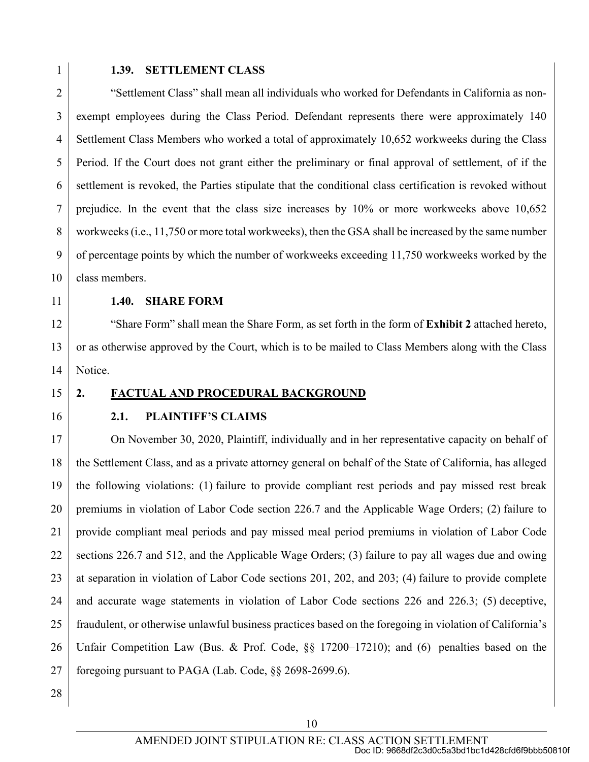### 1.39. SETTLEMENT CLASS

"Settlement Class" shall mean all individuals who worked for Defendants in California as non-exempt employees during the Class Period. Defendant represents there were approximately 140 Settlement Class Members who worked a total of approximately 10,652 workweeks during the Class Period. If the Court does not grant either the preliminary or final approval of settlement, of if the settlement is revoked, the Parties stipulate that the conditional class certification is revoked without prejudice. In the event that the class size increases by 10% or more workweeks above 10,652 workweeks (i.e., 11,750 or more total workweeks), then the GSA shall be increased by the same number of percentage points by which the number of workweeks exceeding 11,750 workweeks worked by the class members.

### 1.40. SHARE FORM

"Share Form" shall mean the Share Form, as set forth in the form of **Exhibit 2** attached hereto, or as otherwise approved by the Court, which is to be mailed to Class Members along with the Class Notice.

## 2. FACTUAL AND PROCEDURAL BACKGROUND

### 2.1. PLAINTIFF'S CLAIMS

On November 30, 2020, Plaintiff, individually and in her representative capacity on behalf of the Settlement Class, and as a private attorney general on behalf of the State of California, has alleged the following violations: (1) failure to provide compliant rest periods and pay missed rest break premiums in violation of Labor Code section 226.7 and the Applicable Wage Orders; (2) failure to provide compliant meal periods and pay missed meal period premiums in violation of Labor Code sections 226.7 and 512, and the Applicable Wage Orders; (3) failure to pay all wages due and owing at separation in violation of Labor Code sections 201, 202, and 203; (4) failure to provide complete and accurate wage statements in violation of Labor Code sections 226 and 226.3; (5) deceptive, fraudulent, or otherwise unlawful business practices based on the foregoing in violation of California's Unfair Competition Law (Bus. & Prof. Code, §§ 17200–17210); and (6) penalties based on the foregoing pursuant to PAGA (Lab. Code, §§ 2698-2699.6).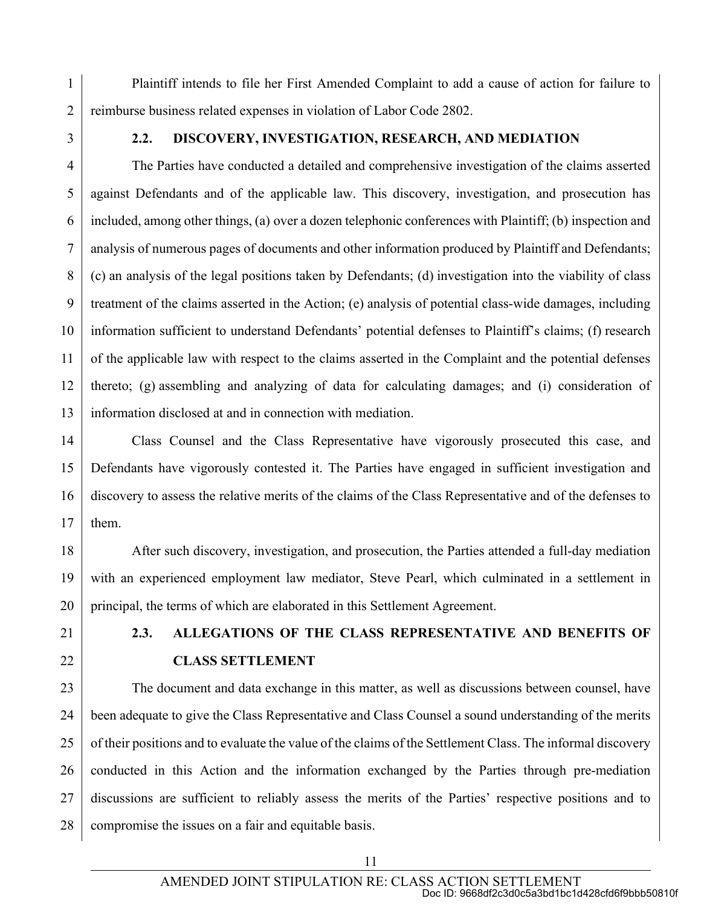Plaintiff intends to file her First Amended Complaint to add a cause of action for failure to reimburse business related expenses in violation of Labor Code 2802.

### 2.2. DISCOVERY, INVESTIGATION, RESEARCH, AND MEDIATION

The Parties have conducted a detailed and comprehensive investigation of the claims asserted against Defendants and of the applicable law. This discovery, investigation, and prosecution has included, among other things, (a) over a dozen telephonic conferences with Plaintiff; (b) inspection and analysis of numerous pages of documents and other information produced by Plaintiff and Defendants; (c) an analysis of the legal positions taken by Defendants; (d) investigation into the viability of class treatment of the claims asserted in the Action; (e) analysis of potential class-wide damages, including information sufficient to understand Defendants' potential defenses to Plaintiff's claims; (f) research of the applicable law with respect to the claims asserted in the Complaint and the potential defenses thereto; (g) assembling and analyzing of data for calculating damages; and (i) consideration of information disclosed at and in connection with mediation.

Class Counsel and the Class Representative have vigorously prosecuted this case, and Defendants have vigorously contested it. The Parties have engaged in sufficient investigation and discovery to assess the relative merits of the claims of the Class Representative and of the defenses to them.

After such discovery, investigation, and prosecution, the Parties attended a full-day mediation with an experienced employment law mediator, Steve Pearl, which culminated in a settlement in principal, the terms of which are elaborated in this Settlement Agreement.

### 2.3. ALLEGATIONS OF THE CLASS REPRESENTATIVE AND BENEFITS OF CLASS SETTLEMENT

The document and data exchange in this matter, as well as discussions between counsel, have been adequate to give the Class Representative and Class Counsel a sound understanding of the merits of their positions and to evaluate the value of the claims of the Settlement Class. The informal discovery conducted in this Action and the information exchanged by the Parties through pre-mediation discussions are sufficient to reliably assess the merits of the Parties' respective positions and to compromise the issues on a fair and equitable basis.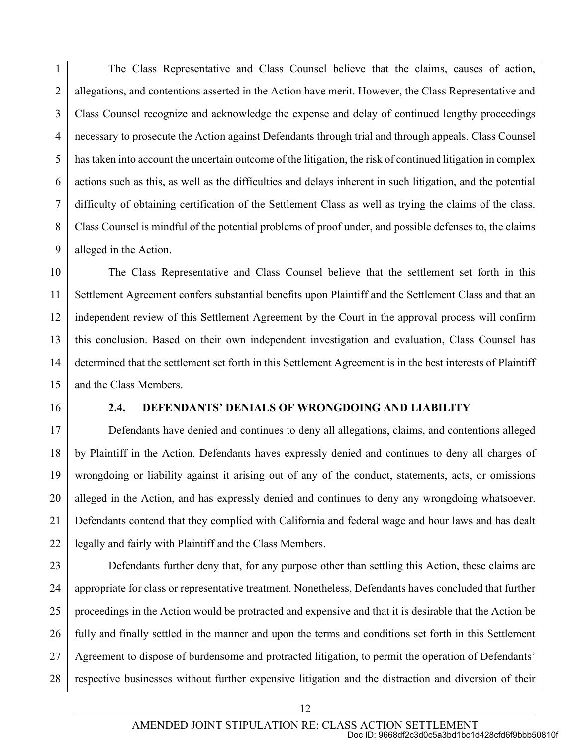The Class Representative and Class Counsel believe that the claims, causes of action, allegations, and contentions asserted in the Action have merit. However, the Class Representative and Class Counsel recognize and acknowledge the expense and delay of continued lengthy proceedings necessary to prosecute the Action against Defendants through trial and through appeals. Class Counsel has taken into account the uncertain outcome of the litigation, the risk of continued litigation in complex actions such as this, as well as the difficulties and delays inherent in such litigation, and the potential difficulty of obtaining certification of the Settlement Class as well as trying the claims of the class. Class Counsel is mindful of the potential problems of proof under, and possible defenses to, the claims alleged in the Action.

The Class Representative and Class Counsel believe that the settlement set forth in this Settlement Agreement confers substantial benefits upon Plaintiff and the Settlement Class and that an independent review of this Settlement Agreement by the Court in the approval process will confirm this conclusion. Based on their own independent investigation and evaluation, Class Counsel has determined that the settlement set forth in this Settlement Agreement is in the best interests of Plaintiff and the Class Members.

### 2.4. DEFENDANTS' DENIALS OF WRONGDOING AND LIABILITY

Defendants have denied and continues to deny all allegations, claims, and contentions alleged by Plaintiff in the Action. Defendants haves expressly denied and continues to deny all charges of wrongdoing or liability against it arising out of any of the conduct, statements, acts, or omissions alleged in the Action, and has expressly denied and continues to deny any wrongdoing whatsoever. Defendants contend that they complied with California and federal wage and hour laws and has dealt legally and fairly with Plaintiff and the Class Members.

Defendants further deny that, for any purpose other than settling this Action, these claims are appropriate for class or representative treatment. Nonetheless, Defendants haves concluded that further proceedings in the Action would be protracted and expensive and that it is desirable that the Action be fully and finally settled in the manner and upon the terms and conditions set forth in this Settlement Agreement to dispose of burdensome and protracted litigation, to permit the operation of Defendants' respective businesses without further expensive litigation and the distraction and diversion of their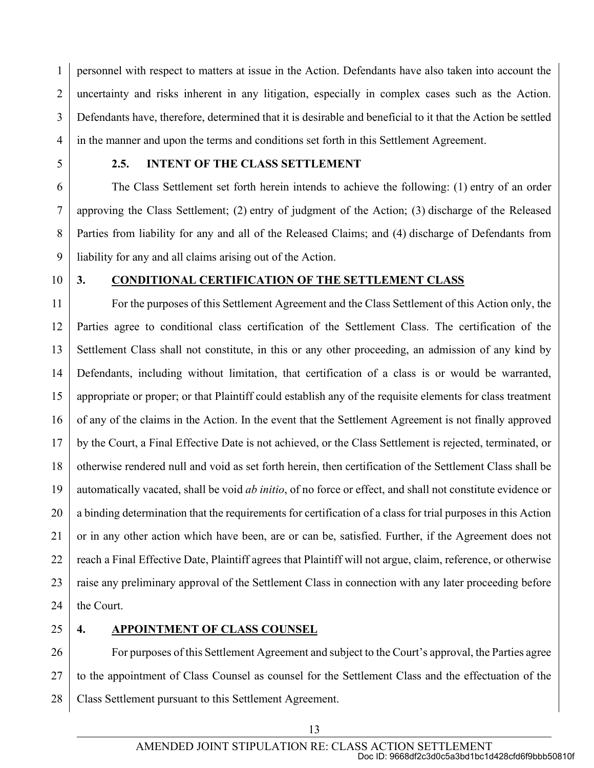personnel with respect to matters at issue in the Action. Defendants have also taken into account the uncertainty and risks inherent in any litigation, especially in complex cases such as the Action. Defendants have, therefore, determined that it is desirable and beneficial to it that the Action be settled in the manner and upon the terms and conditions set forth in this Settlement Agreement.

### 2.5. INTENT OF THE CLASS SETTLEMENT

The Class Settlement set forth herein intends to achieve the following: (1) entry of an order approving the Class Settlement; (2) entry of judgment of the Action; (3) discharge of the Released Parties from liability for any and all of the Released Claims; and (4) discharge of Defendants from liability for any and all claims arising out of the Action.

## 3. CONDITIONAL CERTIFICATION OF THE SETTLEMENT CLASS

For the purposes of this Settlement Agreement and the Class Settlement of this Action only, the Parties agree to conditional class certification of the Settlement Class. The certification of the Settlement Class shall not constitute, in this or any other proceeding, an admission of any kind by Defendants, including without limitation, that certification of a class is or would be warranted, appropriate or proper; or that Plaintiff could establish any of the requisite elements for class treatment of any of the claims in the Action. In the event that the Settlement Agreement is not finally approved by the Court, a Final Effective Date is not achieved, or the Class Settlement is rejected, terminated, or otherwise rendered null and void as set forth herein, then certification of the Settlement Class shall be automatically vacated, shall be void *ab initio*, of no force or effect, and shall not constitute evidence or a binding determination that the requirements for certification of a class for trial purposes in this Action or in any other action which have been, are or can be, satisfied. Further, if the Agreement does not reach a Final Effective Date, Plaintiff agrees that Plaintiff will not argue, claim, reference, or otherwise raise any preliminary approval of the Settlement Class in connection with any later proceeding before the Court.

## 4. APPOINTMENT OF CLASS COUNSEL

For purposes of this Settlement Agreement and subject to the Court's approval, the Parties agree to the appointment of Class Counsel as counsel for the Settlement Class and the effectuation of the Class Settlement pursuant to this Settlement Agreement.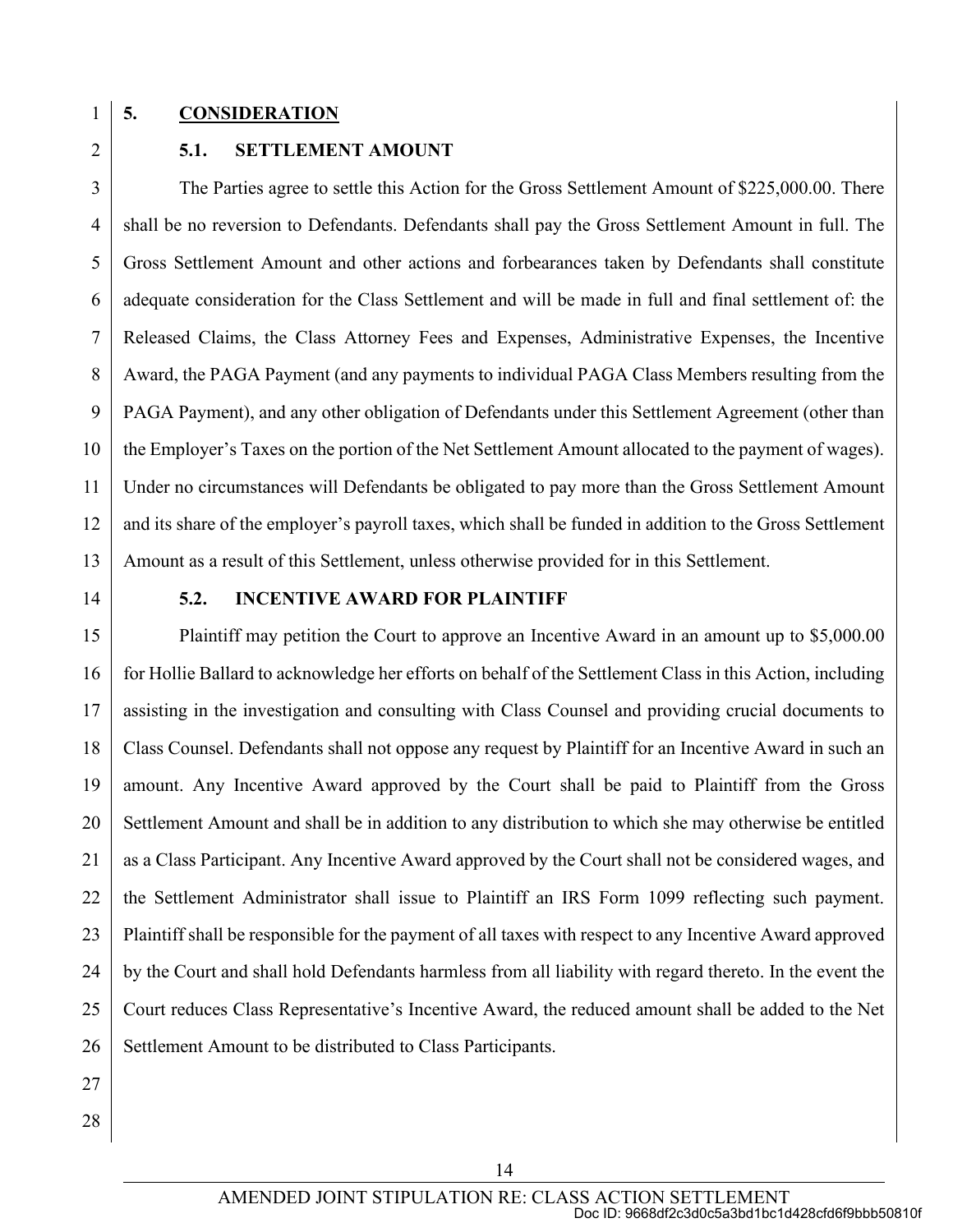## 5. <u>CONSIDERATION</u>

### 5.1. SETTLEMENT AMOUNT

The Parties agree to settle this Action for the Gross Settlement Amount of $225,000.00. There shall be no reversion to Defendants. Defendants shall pay the Gross Settlement Amount in full. The Gross Settlement Amount and other actions and forbearances taken by Defendants shall constitute adequate consideration for the Class Settlement and will be made in full and final settlement of: the Released Claims, the Class Attorney Fees and Expenses, Administrative Expenses, the Incentive Award, the PAGA Payment (and any payments to individual PAGA Class Members resulting from the PAGA Payment), and any other obligation of Defendants under this Settlement Agreement (other than the Employer's Taxes on the portion of the Net Settlement Amount allocated to the payment of wages). Under no circumstances will Defendants be obligated to pay more than the Gross Settlement Amount and its share of the employer's payroll taxes, which shall be funded in addition to the Gross Settlement Amount as a result of this Settlement, unless otherwise provided for in this Settlement.

### 5.2. INCENTIVE AWARD FOR PLAINTIFF

Plaintiff may petition the Court to approve an Incentive Award in an amount up to $5,000.00 for Hollie Ballard to acknowledge her efforts on behalf of the Settlement Class in this Action, including assisting in the investigation and consulting with Class Counsel and providing crucial documents to Class Counsel. Defendants shall not oppose any request by Plaintiff for an Incentive Award in such an amount. Any Incentive Award approved by the Court shall be paid to Plaintiff from the Gross Settlement Amount and shall be in addition to any distribution to which she may otherwise be entitled as a Class Participant. Any Incentive Award approved by the Court shall not be considered wages, and the Settlement Administrator shall issue to Plaintiff an IRS Form 1099 reflecting such payment. Plaintiff shall be responsible for the payment of all taxes with respect to any Incentive Award approved by the Court and shall hold Defendants harmless from all liability with regard thereto. In the event the Court reduces Class Representative's Incentive Award, the reduced amount shall be added to the Net Settlement Amount to be distributed to Class Participants.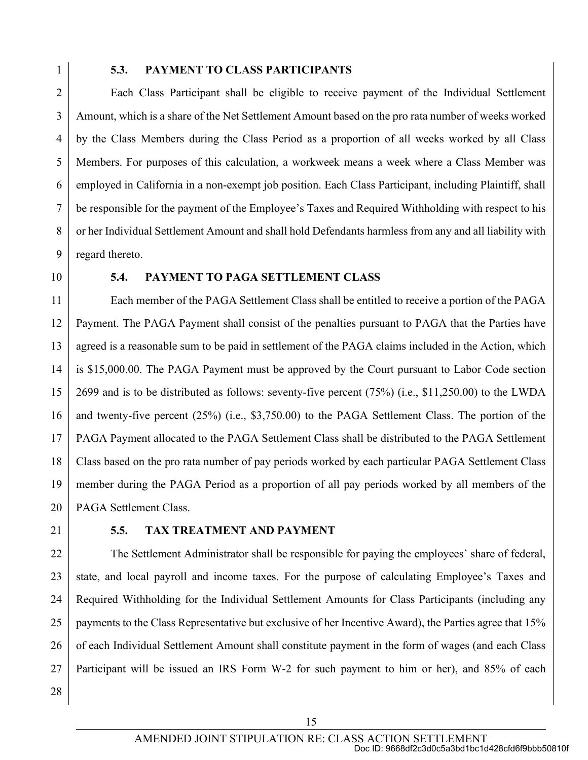### 5.3. PAYMENT TO CLASS PARTICIPANTS

Each Class Participant shall be eligible to receive payment of the Individual Settlement Amount, which is a share of the Net Settlement Amount based on the pro rata number of weeks worked by the Class Members during the Class Period as a proportion of all weeks worked by all Class Members. For purposes of this calculation, a workweek means a week where a Class Member was employed in California in a non-exempt job position. Each Class Participant, including Plaintiff, shall be responsible for the payment of the Employee's Taxes and Required Withholding with respect to his or her Individual Settlement Amount and shall hold Defendants harmless from any and all liability with regard thereto.

### 5.4. PAYMENT TO PAGA SETTLEMENT CLASS

Each member of the PAGA Settlement Class shall be entitled to receive a portion of the PAGA Payment. The PAGA Payment shall consist of the penalties pursuant to PAGA that the Parties have agreed is a reasonable sum to be paid in settlement of the PAGA claims included in the Action, which is $15,000.00. The PAGA Payment must be approved by the Court pursuant to Labor Code section 2699 and is to be distributed as follows: seventy-five percent (75%) (i.e., $11,250.00) to the LWDA and twenty-five percent (25%) (i.e., $3,750.00) to the PAGA Settlement Class. The portion of the PAGA Payment allocated to the PAGA Settlement Class shall be distributed to the PAGA Settlement Class based on the pro rata number of pay periods worked by each particular PAGA Settlement Class member during the PAGA Period as a proportion of all pay periods worked by all members of the PAGA Settlement Class.

### 5.5. TAX TREATMENT AND PAYMENT

The Settlement Administrator shall be responsible for paying the employees' share of federal, state, and local payroll and income taxes. For the purpose of calculating Employee's Taxes and Required Withholding for the Individual Settlement Amounts for Class Participants (including any payments to the Class Representative but exclusive of her Incentive Award), the Parties agree that 15% of each Individual Settlement Amount shall constitute payment in the form of wages (and each Class Participant will be issued an IRS Form W-2 for such payment to him or her), and 85% of each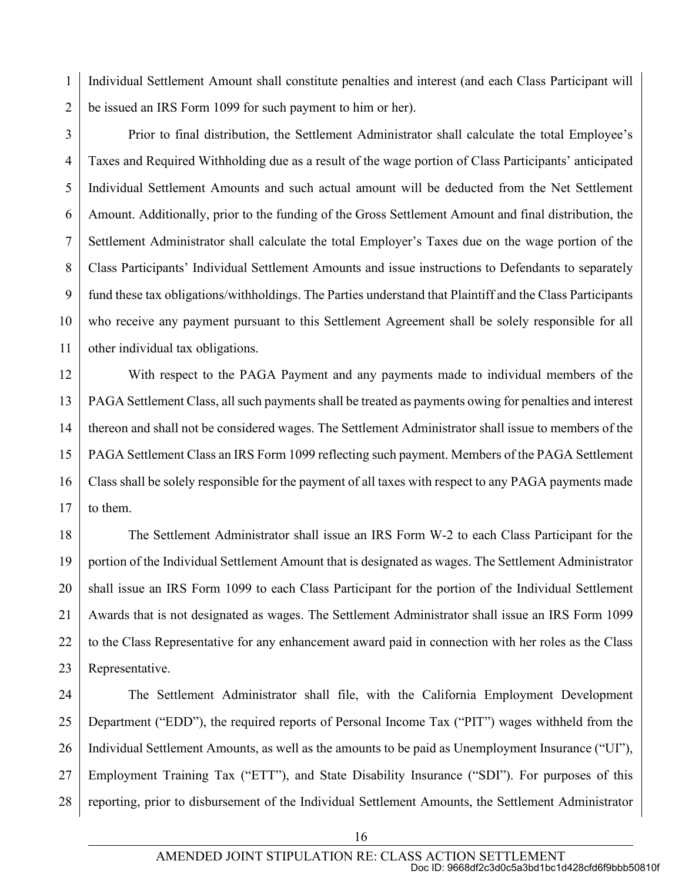Individual Settlement Amount shall constitute penalties and interest (and each Class Participant will be issued an IRS Form 1099 for such payment to him or her).

Prior to final distribution, the Settlement Administrator shall calculate the total Employee's Taxes and Required Withholding due as a result of the wage portion of Class Participants' anticipated Individual Settlement Amounts and such actual amount will be deducted from the Net Settlement Amount. Additionally, prior to the funding of the Gross Settlement Amount and final distribution, the Settlement Administrator shall calculate the total Employer's Taxes due on the wage portion of the Class Participants' Individual Settlement Amounts and issue instructions to Defendants to separately fund these tax obligations/withholdings. The Parties understand that Plaintiff and the Class Participants who receive any payment pursuant to this Settlement Agreement shall be solely responsible for all other individual tax obligations.

With respect to the PAGA Payment and any payments made to individual members of the PAGA Settlement Class, all such payments shall be treated as payments owing for penalties and interest thereon and shall not be considered wages. The Settlement Administrator shall issue to members of the PAGA Settlement Class an IRS Form 1099 reflecting such payment. Members of the PAGA Settlement Class shall be solely responsible for the payment of all taxes with respect to any PAGA payments made to them.

The Settlement Administrator shall issue an IRS Form W-2 to each Class Participant for the portion of the Individual Settlement Amount that is designated as wages. The Settlement Administrator shall issue an IRS Form 1099 to each Class Participant for the portion of the Individual Settlement Awards that is not designated as wages. The Settlement Administrator shall issue an IRS Form 1099 to the Class Representative for any enhancement award paid in connection with her roles as the Class Representative.

The Settlement Administrator shall file, with the California Employment Development Department ("EDD"), the required reports of Personal Income Tax ("PIT") wages withheld from the Individual Settlement Amounts, as well as the amounts to be paid as Unemployment Insurance ("UI"), Employment Training Tax ("ETT"), and State Disability Insurance ("SDI"). For purposes of this reporting, prior to disbursement of the Individual Settlement Amounts, the Settlement Administrator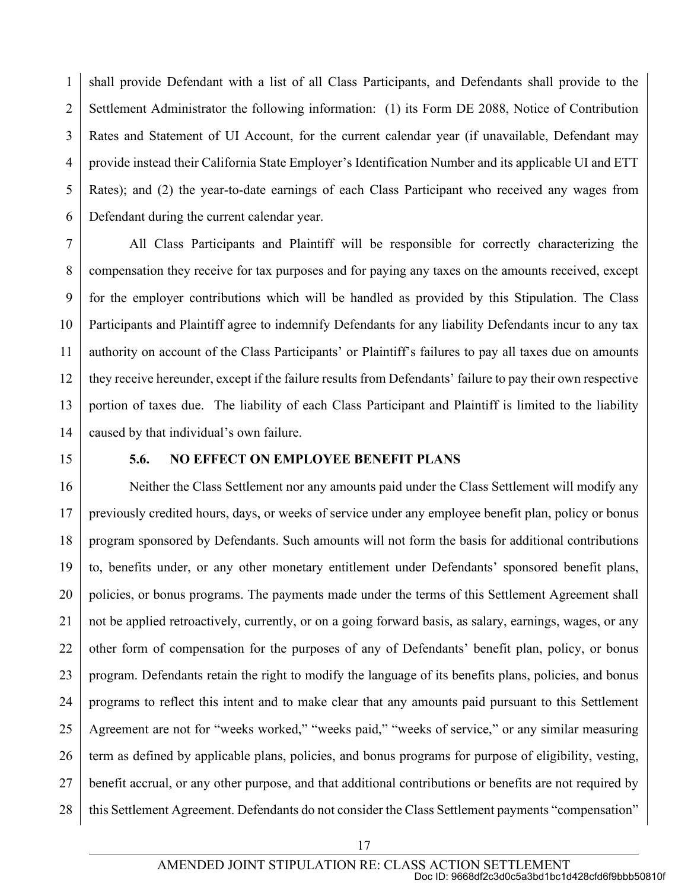shall provide Defendant with a list of all Class Participants, and Defendants shall provide to the Settlement Administrator the following information: (1) its Form DE 2088, Notice of Contribution Rates and Statement of UI Account, for the current calendar year (if unavailable, Defendant may provide instead their California State Employer's Identification Number and its applicable UI and ETT Rates); and (2) the year-to-date earnings of each Class Participant who received any wages from Defendant during the current calendar year.

All Class Participants and Plaintiff will be responsible for correctly characterizing the compensation they receive for tax purposes and for paying any taxes on the amounts received, except for the employer contributions which will be handled as provided by this Stipulation. The Class Participants and Plaintiff agree to indemnify Defendants for any liability Defendants incur to any tax authority on account of the Class Participants' or Plaintiff's failures to pay all taxes due on amounts they receive hereunder, except if the failure results from Defendants' failure to pay their own respective portion of taxes due. The liability of each Class Participant and Plaintiff is limited to the liability caused by that individual's own failure.

**5.6. NO EFFECT ON EMPLOYEE BENEFIT PLANS**

Neither the Class Settlement nor any amounts paid under the Class Settlement will modify any previously credited hours, days, or weeks of service under any employee benefit plan, policy or bonus program sponsored by Defendants. Such amounts will not form the basis for additional contributions to, benefits under, or any other monetary entitlement under Defendants' sponsored benefit plans, policies, or bonus programs. The payments made under the terms of this Settlement Agreement shall not be applied retroactively, currently, or on a going forward basis, as salary, earnings, wages, or any other form of compensation for the purposes of any of Defendants' benefit plan, policy, or bonus program. Defendants retain the right to modify the language of its benefits plans, policies, and bonus programs to reflect this intent and to make clear that any amounts paid pursuant to this Settlement Agreement are not for "weeks worked," "weeks paid," "weeks of service," or any similar measuring term as defined by applicable plans, policies, and bonus programs for purpose of eligibility, vesting, benefit accrual, or any other purpose, and that additional contributions or benefits are not required by this Settlement Agreement. Defendants do not consider the Class Settlement payments "compensation"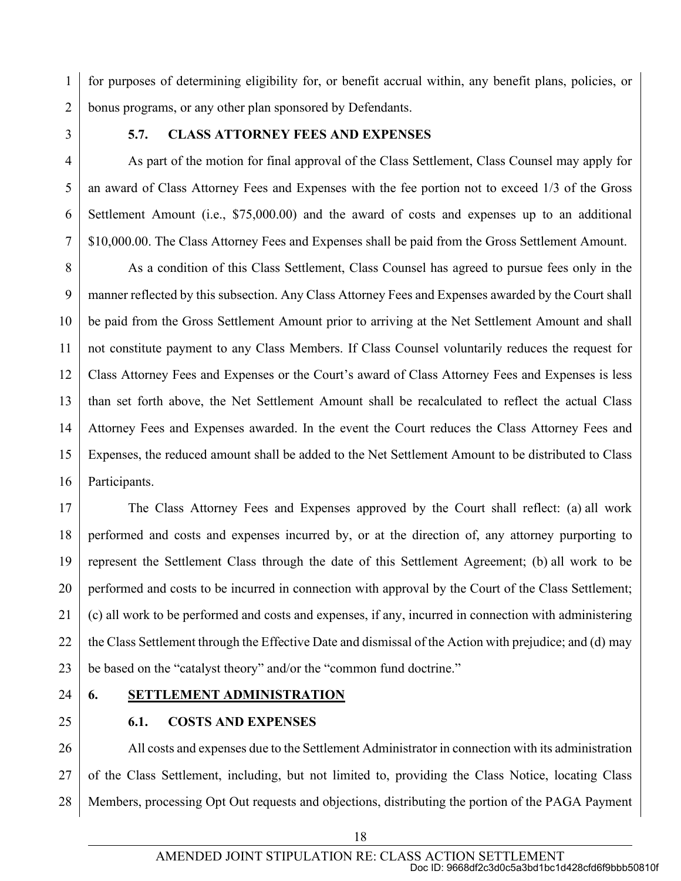for purposes of determining eligibility for, or benefit accrual within, any benefit plans, policies, or bonus programs, or any other plan sponsored by Defendants.

### 5.7. CLASS ATTORNEY FEES AND EXPENSES

As part of the motion for final approval of the Class Settlement, Class Counsel may apply for an award of Class Attorney Fees and Expenses with the fee portion not to exceed 1/3 of the Gross Settlement Amount (i.e., $75,000.00) and the award of costs and expenses up to an additional $10,000.00. The Class Attorney Fees and Expenses shall be paid from the Gross Settlement Amount.

As a condition of this Class Settlement, Class Counsel has agreed to pursue fees only in the manner reflected by this subsection. Any Class Attorney Fees and Expenses awarded by the Court shall be paid from the Gross Settlement Amount prior to arriving at the Net Settlement Amount and shall not constitute payment to any Class Members. If Class Counsel voluntarily reduces the request for Class Attorney Fees and Expenses or the Court's award of Class Attorney Fees and Expenses is less than set forth above, the Net Settlement Amount shall be recalculated to reflect the actual Class Attorney Fees and Expenses awarded. In the event the Court reduces the Class Attorney Fees and Expenses, the reduced amount shall be added to the Net Settlement Amount to be distributed to Class Participants.

The Class Attorney Fees and Expenses approved by the Court shall reflect: (a) all work performed and costs and expenses incurred by, or at the direction of, any attorney purporting to represent the Settlement Class through the date of this Settlement Agreement; (b) all work to be performed and costs to be incurred in connection with approval by the Court of the Class Settlement; (c) all work to be performed and costs and expenses, if any, incurred in connection with administering the Class Settlement through the Effective Date and dismissal of the Action with prejudice; and (d) may be based on the "catalyst theory" and/or the "common fund doctrine."

## 6. SETTLEMENT ADMINISTRATION

### 6.1. COSTS AND EXPENSES

All costs and expenses due to the Settlement Administrator in connection with its administration of the Class Settlement, including, but not limited to, providing the Class Notice, locating Class Members, processing Opt Out requests and objections, distributing the portion of the PAGA Payment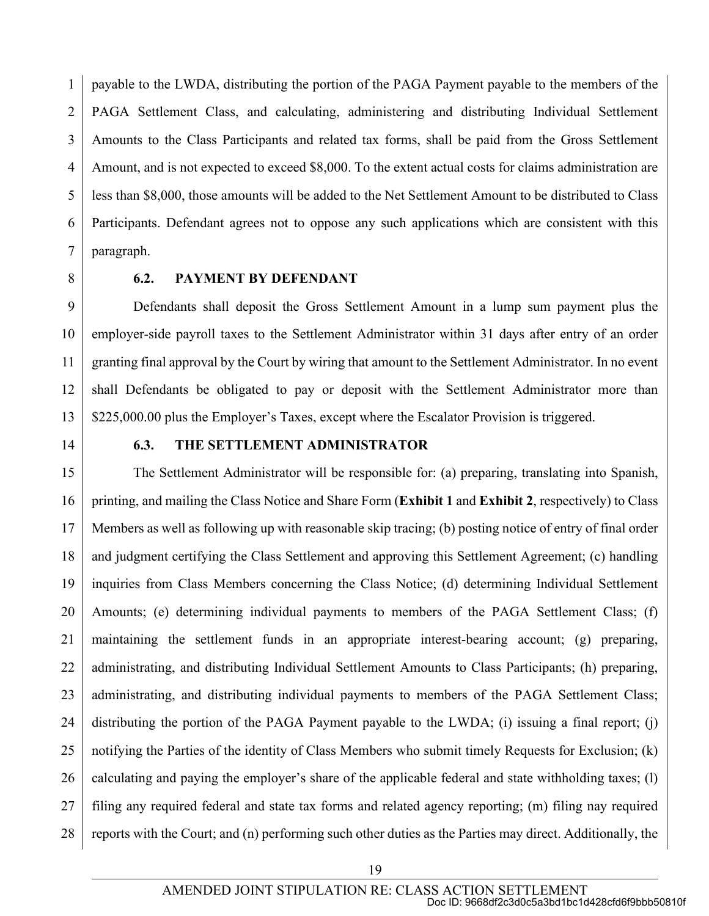payable to the LWDA, distributing the portion of the PAGA Payment payable to the members of the PAGA Settlement Class, and calculating, administering and distributing Individual Settlement Amounts to the Class Participants and related tax forms, shall be paid from the Gross Settlement Amount, and is not expected to exceed $8,000. To the extent actual costs for claims administration are less than $8,000, those amounts will be added to the Net Settlement Amount to be distributed to Class Participants. Defendant agrees not to oppose any such applications which are consistent with this paragraph.

### 6.2. PAYMENT BY DEFENDANT

Defendants shall deposit the Gross Settlement Amount in a lump sum payment plus the employer-side payroll taxes to the Settlement Administrator within 31 days after entry of an order granting final approval by the Court by wiring that amount to the Settlement Administrator. In no event shall Defendants be obligated to pay or deposit with the Settlement Administrator more than $225,000.00 plus the Employer's Taxes, except where the Escalator Provision is triggered.

### 6.3. THE SETTLEMENT ADMINISTRATOR

The Settlement Administrator will be responsible for: (a) preparing, translating into Spanish, printing, and mailing the Class Notice and Share Form (**Exhibit 1** and **Exhibit 2**, respectively) to Class Members as well as following up with reasonable skip tracing; (b) posting notice of entry of final order and judgment certifying the Class Settlement and approving this Settlement Agreement; (c) handling inquiries from Class Members concerning the Class Notice; (d) determining Individual Settlement Amounts; (e) determining individual payments to members of the PAGA Settlement Class; (f) maintaining the settlement funds in an appropriate interest-bearing account; (g) preparing, administrating, and distributing Individual Settlement Amounts to Class Participants; (h) preparing, administrating, and distributing individual payments to members of the PAGA Settlement Class; distributing the portion of the PAGA Payment payable to the LWDA; (i) issuing a final report; (j) notifying the Parties of the identity of Class Members who submit timely Requests for Exclusion; (k) calculating and paying the employer's share of the applicable federal and state withholding taxes; (l) filing any required federal and state tax forms and related agency reporting; (m) filing nay required reports with the Court; and (n) performing such other duties as the Parties may direct. Additionally, the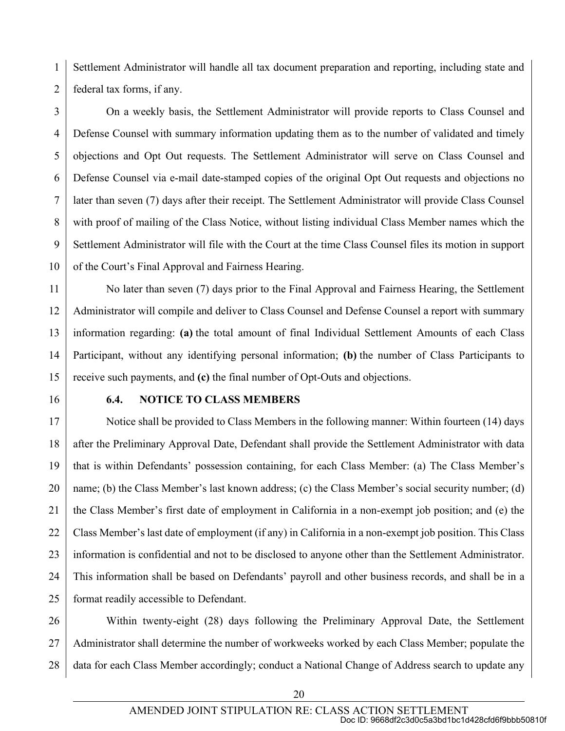Settlement Administrator will handle all tax document preparation and reporting, including state and federal tax forms, if any.

On a weekly basis, the Settlement Administrator will provide reports to Class Counsel and Defense Counsel with summary information updating them as to the number of validated and timely objections and Opt Out requests. The Settlement Administrator will serve on Class Counsel and Defense Counsel via e-mail date-stamped copies of the original Opt Out requests and objections no later than seven (7) days after their receipt. The Settlement Administrator will provide Class Counsel with proof of mailing of the Class Notice, without listing individual Class Member names which the Settlement Administrator will file with the Court at the time Class Counsel files its motion in support of the Court's Final Approval and Fairness Hearing.

No later than seven (7) days prior to the Final Approval and Fairness Hearing, the Settlement Administrator will compile and deliver to Class Counsel and Defense Counsel a report with summary information regarding: **(a)** the total amount of final Individual Settlement Amounts of each Class Participant, without any identifying personal information; **(b)** the number of Class Participants to receive such payments, and **(c)** the final number of Opt-Outs and objections.

### 6.4. NOTICE TO CLASS MEMBERS

Notice shall be provided to Class Members in the following manner: Within fourteen (14) days after the Preliminary Approval Date, Defendant shall provide the Settlement Administrator with data that is within Defendants' possession containing, for each Class Member: (a) The Class Member's name; (b) the Class Member's last known address; (c) the Class Member's social security number; (d) the Class Member's first date of employment in California in a non-exempt job position; and (e) the Class Member's last date of employment (if any) in California in a non-exempt job position. This Class information is confidential and not to be disclosed to anyone other than the Settlement Administrator. This information shall be based on Defendants' payroll and other business records, and shall be in a format readily accessible to Defendant.

Within twenty-eight (28) days following the Preliminary Approval Date, the Settlement Administrator shall determine the number of workweeks worked by each Class Member; populate the data for each Class Member accordingly; conduct a National Change of Address search to update any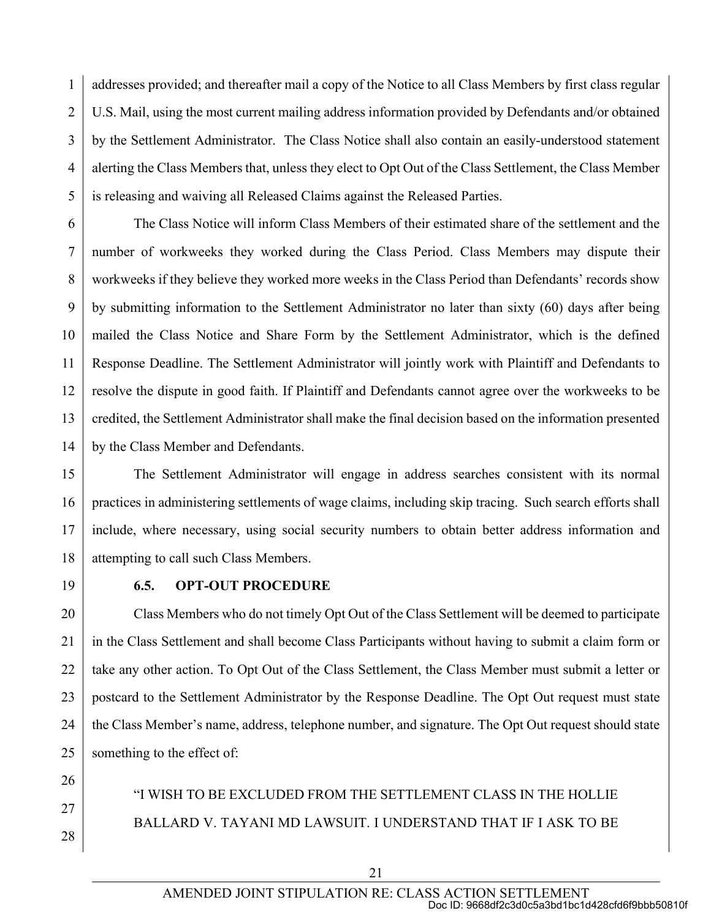addresses provided; and thereafter mail a copy of the Notice to all Class Members by first class regular U.S. Mail, using the most current mailing address information provided by Defendants and/or obtained by the Settlement Administrator. The Class Notice shall also contain an easily-understood statement alerting the Class Members that, unless they elect to Opt Out of the Class Settlement, the Class Member is releasing and waiving all Released Claims against the Released Parties.

The Class Notice will inform Class Members of their estimated share of the settlement and the number of workweeks they worked during the Class Period. Class Members may dispute their workweeks if they believe they worked more weeks in the Class Period than Defendants' records show by submitting information to the Settlement Administrator no later than sixty (60) days after being mailed the Class Notice and Share Form by the Settlement Administrator, which is the defined Response Deadline. The Settlement Administrator will jointly work with Plaintiff and Defendants to resolve the dispute in good faith. If Plaintiff and Defendants cannot agree over the workweeks to be credited, the Settlement Administrator shall make the final decision based on the information presented by the Class Member and Defendants.

The Settlement Administrator will engage in address searches consistent with its normal practices in administering settlements of wage claims, including skip tracing. Such search efforts shall include, where necessary, using social security numbers to obtain better address information and attempting to call such Class Members.

### 6.5. OPT-OUT PROCEDURE

Class Members who do not timely Opt Out of the Class Settlement will be deemed to participate in the Class Settlement and shall become Class Participants without having to submit a claim form or take any other action. To Opt Out of the Class Settlement, the Class Member must submit a letter or postcard to the Settlement Administrator by the Response Deadline. The Opt Out request must state the Class Member's name, address, telephone number, and signature. The Opt Out request should state something to the effect of:

"I WISH TO BE EXCLUDED FROM THE SETTLEMENT CLASS IN THE HOLLIE BALLARD V. TAYANI MD LAWSUIT. I UNDERSTAND THAT IF I ASK TO BE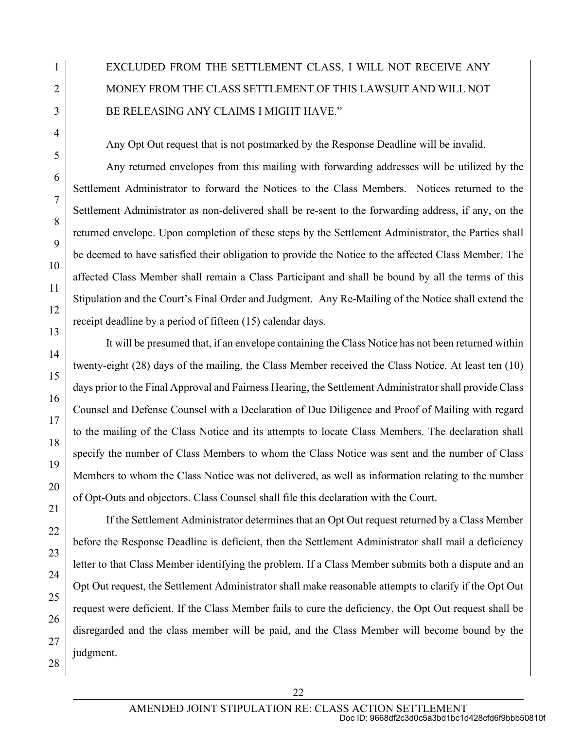EXCLUDED FROM THE SETTLEMENT CLASS, I WILL NOT RECEIVE ANY MONEY FROM THE CLASS SETTLEMENT OF THIS LAWSUIT AND WILL NOT BE RELEASING ANY CLAIMS I MIGHT HAVE."

Any Opt Out request that is not postmarked by the Response Deadline will be invalid.

Any returned envelopes from this mailing with forwarding addresses will be utilized by the Settlement Administrator to forward the Notices to the Class Members. Notices returned to the Settlement Administrator as non-delivered shall be re-sent to the forwarding address, if any, on the returned envelope. Upon completion of these steps by the Settlement Administrator, the Parties shall be deemed to have satisfied their obligation to provide the Notice to the affected Class Member. The affected Class Member shall remain a Class Participant and shall be bound by all the terms of this Stipulation and the Court's Final Order and Judgment. Any Re-Mailing of the Notice shall extend the receipt deadline by a period of fifteen (15) calendar days.

It will be presumed that, if an envelope containing the Class Notice has not been returned within twenty-eight (28) days of the mailing, the Class Member received the Class Notice. At least ten (10) days prior to the Final Approval and Fairness Hearing, the Settlement Administrator shall provide Class Counsel and Defense Counsel with a Declaration of Due Diligence and Proof of Mailing with regard to the mailing of the Class Notice and its attempts to locate Class Members. The declaration shall specify the number of Class Members to whom the Class Notice was sent and the number of Class Members to whom the Class Notice was not delivered, as well as information relating to the number of Opt-Outs and objectors. Class Counsel shall file this declaration with the Court.

If the Settlement Administrator determines that an Opt Out request returned by a Class Member before the Response Deadline is deficient, then the Settlement Administrator shall mail a deficiency letter to that Class Member identifying the problem. If a Class Member submits both a dispute and an Opt Out request, the Settlement Administrator shall make reasonable attempts to clarify if the Opt Out request were deficient. If the Class Member fails to cure the deficiency, the Opt Out request shall be disregarded and the class member will be paid, and the Class Member will become bound by the judgment.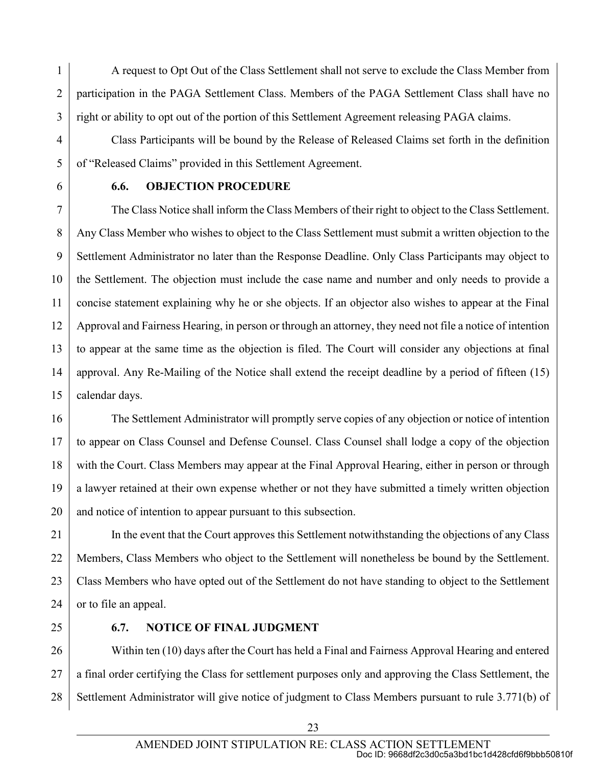A request to Opt Out of the Class Settlement shall not serve to exclude the Class Member from participation in the PAGA Settlement Class. Members of the PAGA Settlement Class shall have no right or ability to opt out of the portion of this Settlement Agreement releasing PAGA claims.

Class Participants will be bound by the Release of Released Claims set forth in the definition of "Released Claims" provided in this Settlement Agreement.

### 6.6. OBJECTION PROCEDURE

The Class Notice shall inform the Class Members of their right to object to the Class Settlement. Any Class Member who wishes to object to the Class Settlement must submit a written objection to the Settlement Administrator no later than the Response Deadline. Only Class Participants may object to the Settlement. The objection must include the case name and number and only needs to provide a concise statement explaining why he or she objects. If an objector also wishes to appear at the Final Approval and Fairness Hearing, in person or through an attorney, they need not file a notice of intention to appear at the same time as the objection is filed. The Court will consider any objections at final approval. Any Re-Mailing of the Notice shall extend the receipt deadline by a period of fifteen (15) calendar days.

The Settlement Administrator will promptly serve copies of any objection or notice of intention to appear on Class Counsel and Defense Counsel. Class Counsel shall lodge a copy of the objection with the Court. Class Members may appear at the Final Approval Hearing, either in person or through a lawyer retained at their own expense whether or not they have submitted a timely written objection and notice of intention to appear pursuant to this subsection.

In the event that the Court approves this Settlement notwithstanding the objections of any Class Members, Class Members who object to the Settlement will nonetheless be bound by the Settlement. Class Members who have opted out of the Settlement do not have standing to object to the Settlement or to file an appeal.

### 6.7. NOTICE OF FINAL JUDGMENT

Within ten (10) days after the Court has held a Final and Fairness Approval Hearing and entered a final order certifying the Class for settlement purposes only and approving the Class Settlement, the Settlement Administrator will give notice of judgment to Class Members pursuant to rule 3.771(b) of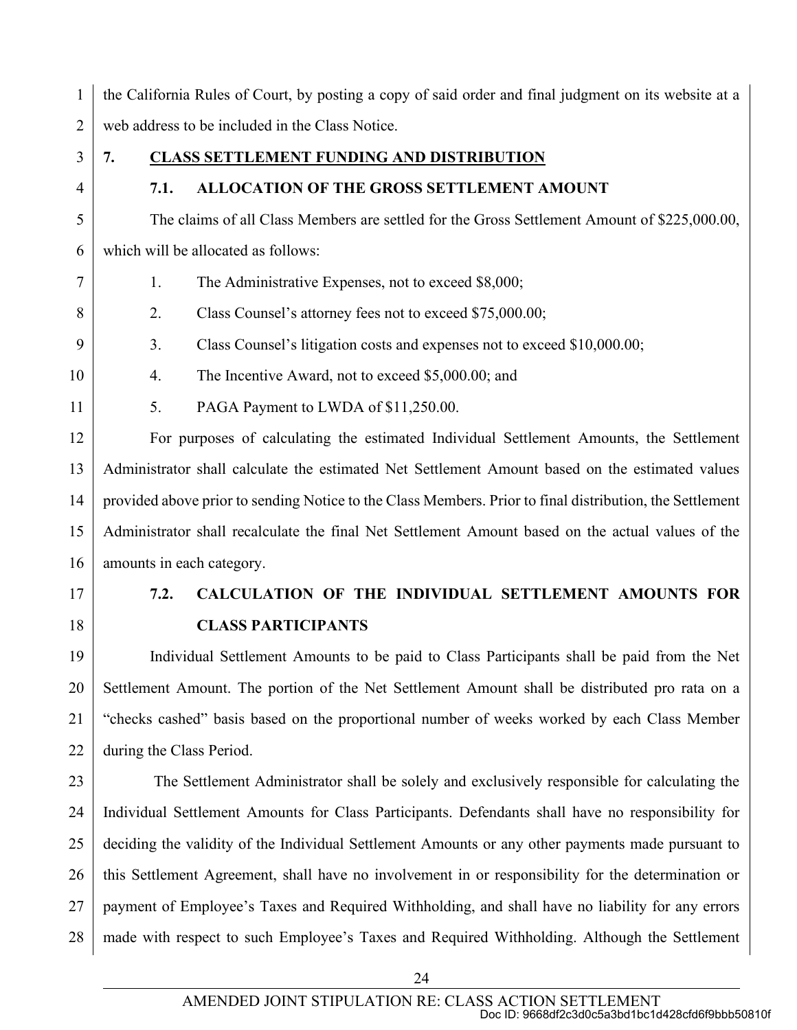the California Rules of Court, by posting a copy of said order and final judgment on its website at a web address to be included in the Class Notice.

## 7. CLASS SETTLEMENT FUNDING AND DISTRIBUTION

### 7.1. ALLOCATION OF THE GROSS SETTLEMENT AMOUNT

The claims of all Class Members are settled for the Gross Settlement Amount of $225,000.00, which will be allocated as follows:

1. The Administrative Expenses, not to exceed $8,000;
2. Class Counsel's attorney fees not to exceed $75,000.00;
3. Class Counsel's litigation costs and expenses not to exceed $10,000.00;
4. The Incentive Award, not to exceed $5,000.00; and
5. PAGA Payment to LWDA of $11,250.00.

For purposes of calculating the estimated Individual Settlement Amounts, the Settlement Administrator shall calculate the estimated Net Settlement Amount based on the estimated values provided above prior to sending Notice to the Class Members. Prior to final distribution, the Settlement Administrator shall recalculate the final Net Settlement Amount based on the actual values of the amounts in each category.

### 7.2. CALCULATION OF THE INDIVIDUAL SETTLEMENT AMOUNTS FOR CLASS PARTICIPANTS

Individual Settlement Amounts to be paid to Class Participants shall be paid from the Net Settlement Amount. The portion of the Net Settlement Amount shall be distributed pro rata on a "checks cashed" basis based on the proportional number of weeks worked by each Class Member during the Class Period.

The Settlement Administrator shall be solely and exclusively responsible for calculating the Individual Settlement Amounts for Class Participants. Defendants shall have no responsibility for deciding the validity of the Individual Settlement Amounts or any other payments made pursuant to this Settlement Agreement, shall have no involvement in or responsibility for the determination or payment of Employee's Taxes and Required Withholding, and shall have no liability for any errors made with respect to such Employee's Taxes and Required Withholding. Although the Settlement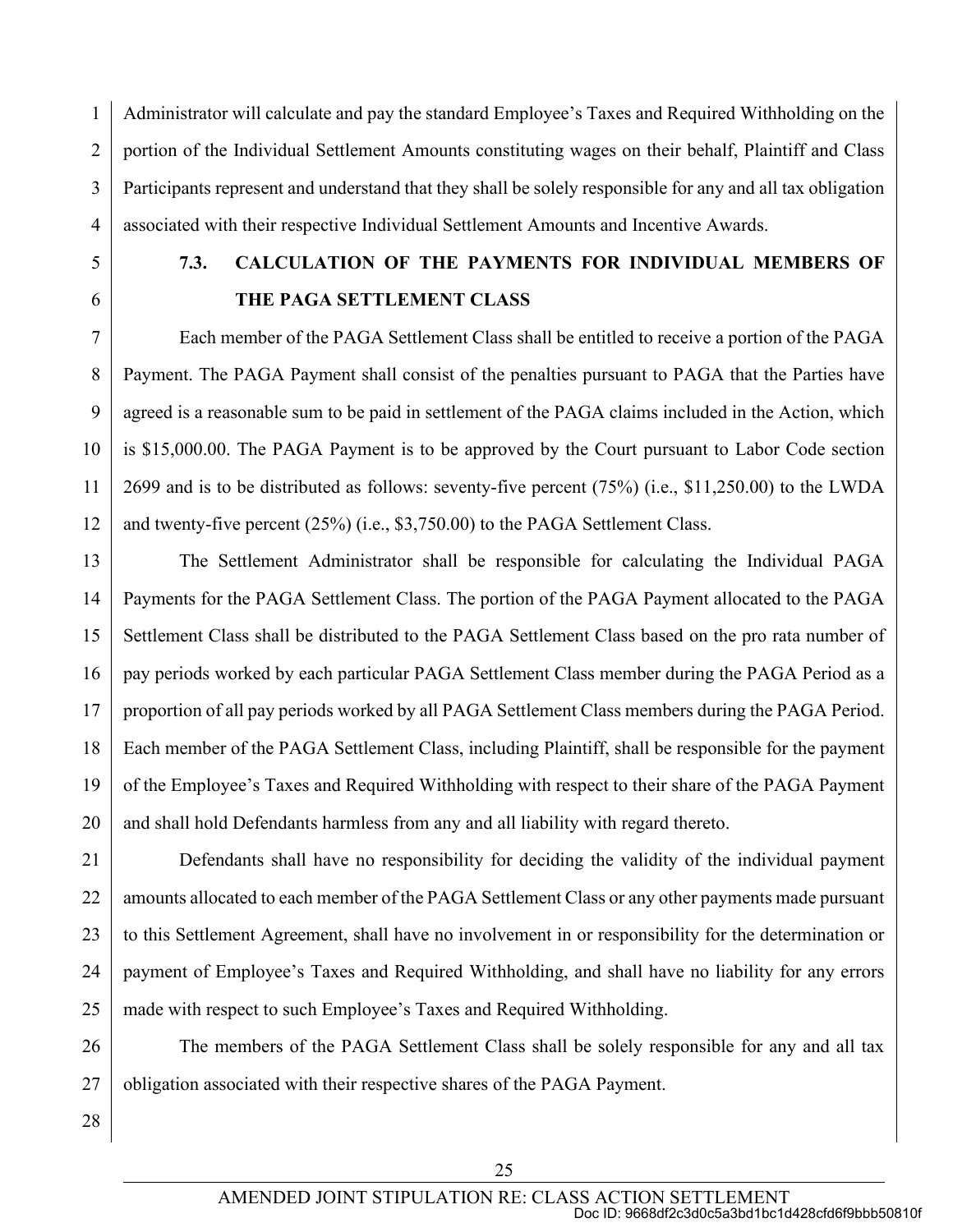Administrator will calculate and pay the standard Employee's Taxes and Required Withholding on the portion of the Individual Settlement Amounts constituting wages on their behalf, Plaintiff and Class Participants represent and understand that they shall be solely responsible for any and all tax obligation associated with their respective Individual Settlement Amounts and Incentive Awards.

### 7.3. CALCULATION OF THE PAYMENTS FOR INDIVIDUAL MEMBERS OF THE PAGA SETTLEMENT CLASS

Each member of the PAGA Settlement Class shall be entitled to receive a portion of the PAGA Payment. The PAGA Payment shall consist of the penalties pursuant to PAGA that the Parties have agreed is a reasonable sum to be paid in settlement of the PAGA claims included in the Action, which is $15,000.00. The PAGA Payment is to be approved by the Court pursuant to Labor Code section 2699 and is to be distributed as follows: seventy-five percent (75%) (i.e., $11,250.00) to the LWDA and twenty-five percent (25%) (i.e., $3,750.00) to the PAGA Settlement Class.

The Settlement Administrator shall be responsible for calculating the Individual PAGA Payments for the PAGA Settlement Class. The portion of the PAGA Payment allocated to the PAGA Settlement Class shall be distributed to the PAGA Settlement Class based on the pro rata number of pay periods worked by each particular PAGA Settlement Class member during the PAGA Period as a proportion of all pay periods worked by all PAGA Settlement Class members during the PAGA Period. Each member of the PAGA Settlement Class, including Plaintiff, shall be responsible for the payment of the Employee's Taxes and Required Withholding with respect to their share of the PAGA Payment and shall hold Defendants harmless from any and all liability with regard thereto.

Defendants shall have no responsibility for deciding the validity of the individual payment amounts allocated to each member of the PAGA Settlement Class or any other payments made pursuant to this Settlement Agreement, shall have no involvement in or responsibility for the determination or payment of Employee's Taxes and Required Withholding, and shall have no liability for any errors made with respect to such Employee's Taxes and Required Withholding.

The members of the PAGA Settlement Class shall be solely responsible for any and all tax obligation associated with their respective shares of the PAGA Payment.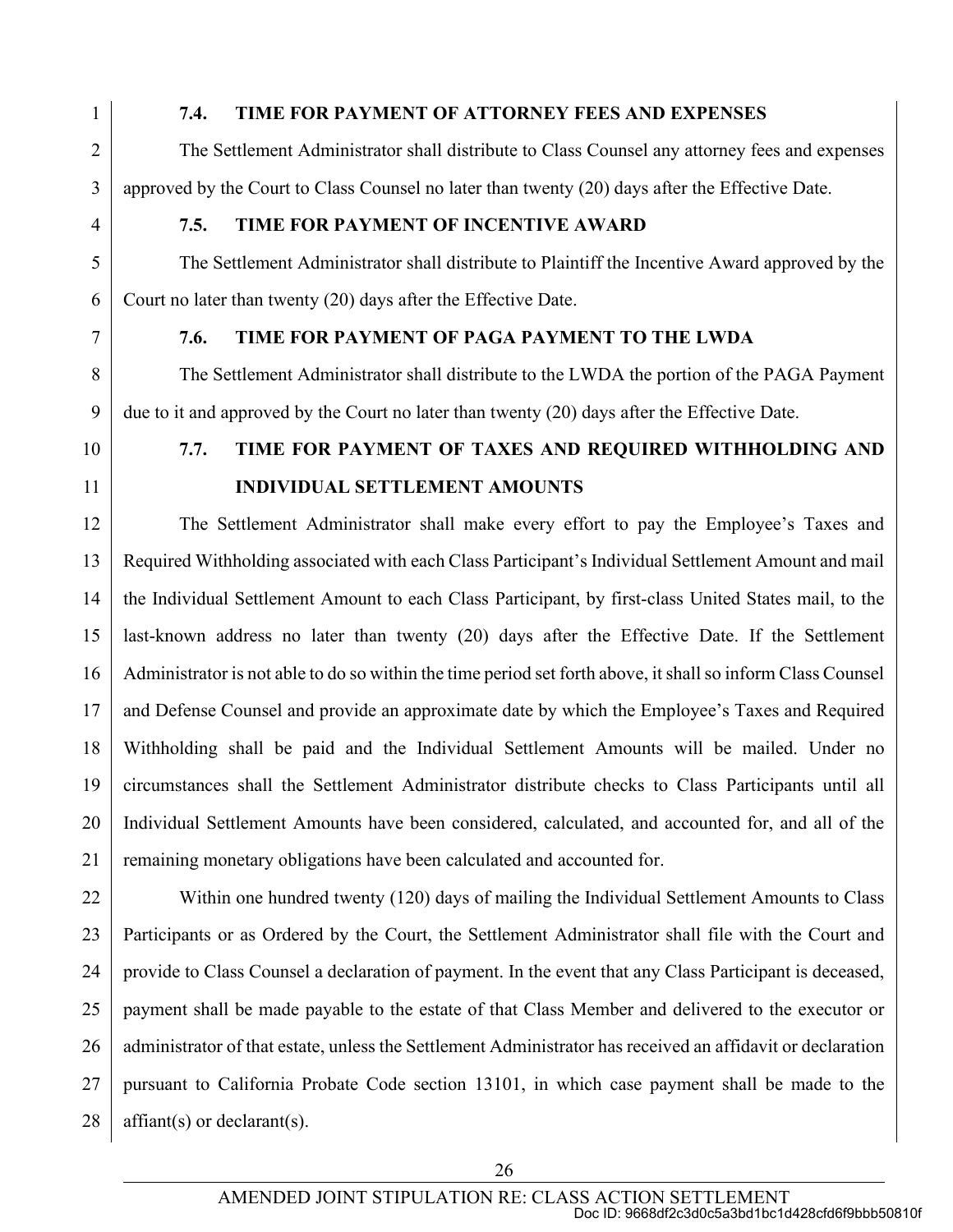### 7.4. TIME FOR PAYMENT OF ATTORNEY FEES AND EXPENSES

The Settlement Administrator shall distribute to Class Counsel any attorney fees and expenses approved by the Court to Class Counsel no later than twenty (20) days after the Effective Date.

### 7.5. TIME FOR PAYMENT OF INCENTIVE AWARD

The Settlement Administrator shall distribute to Plaintiff the Incentive Award approved by the Court no later than twenty (20) days after the Effective Date.

### 7.6. TIME FOR PAYMENT OF PAGA PAYMENT TO THE LWDA

The Settlement Administrator shall distribute to the LWDA the portion of the PAGA Payment due to it and approved by the Court no later than twenty (20) days after the Effective Date.

### 7.7. TIME FOR PAYMENT OF TAXES AND REQUIRED WITHHOLDING AND INDIVIDUAL SETTLEMENT AMOUNTS

The Settlement Administrator shall make every effort to pay the Employee's Taxes and Required Withholding associated with each Class Participant's Individual Settlement Amount and mail the Individual Settlement Amount to each Class Participant, by first-class United States mail, to the last-known address no later than twenty (20) days after the Effective Date. If the Settlement Administrator is not able to do so within the time period set forth above, it shall so inform Class Counsel and Defense Counsel and provide an approximate date by which the Employee's Taxes and Required Withholding shall be paid and the Individual Settlement Amounts will be mailed. Under no circumstances shall the Settlement Administrator distribute checks to Class Participants until all Individual Settlement Amounts have been considered, calculated, and accounted for, and all of the remaining monetary obligations have been calculated and accounted for.

Within one hundred twenty (120) days of mailing the Individual Settlement Amounts to Class Participants or as Ordered by the Court, the Settlement Administrator shall file with the Court and provide to Class Counsel a declaration of payment. In the event that any Class Participant is deceased, payment shall be made payable to the estate of that Class Member and delivered to the executor or administrator of that estate, unless the Settlement Administrator has received an affidavit or declaration pursuant to California Probate Code section 13101, in which case payment shall be made to the affiant(s) or declarant(s).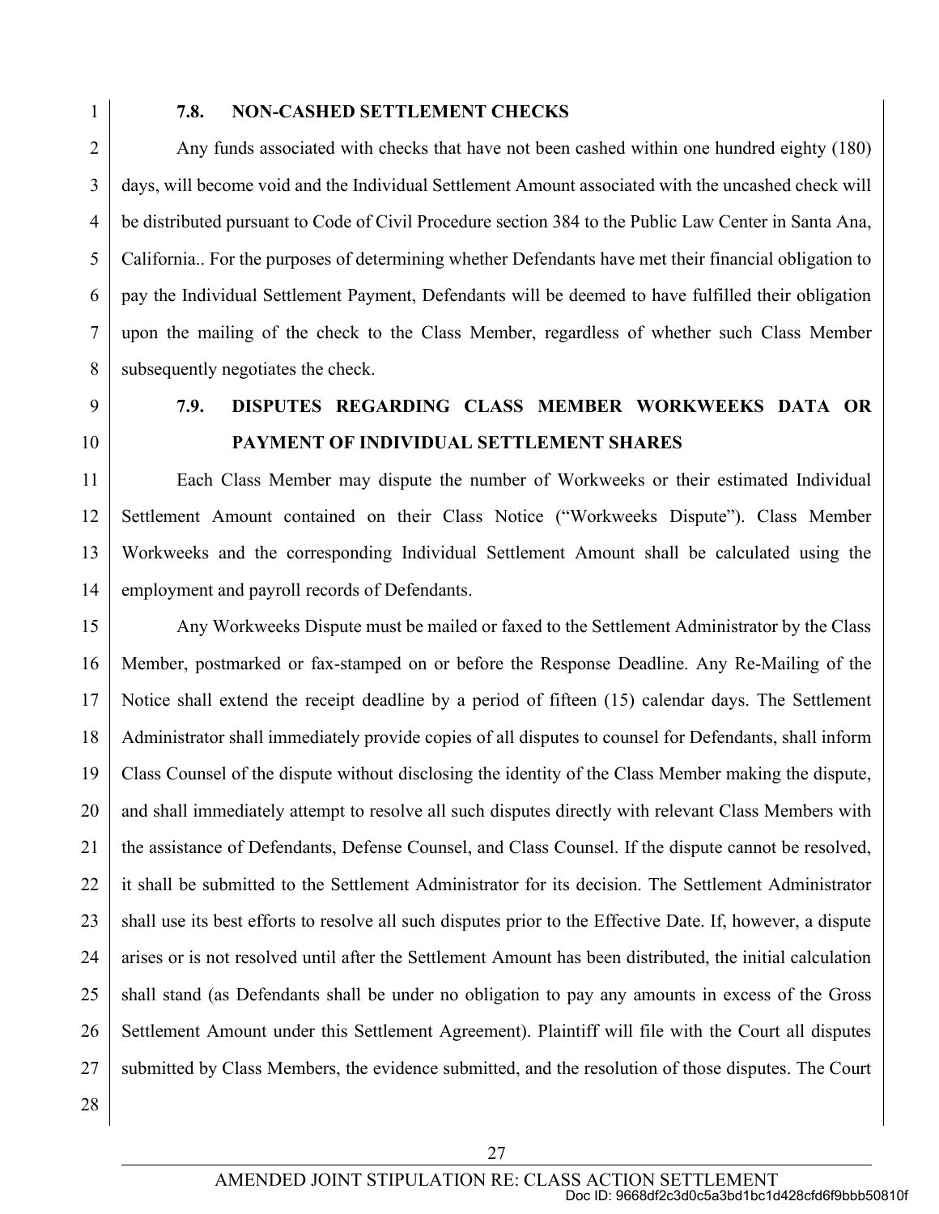### 7.8. NON-CASHED SETTLEMENT CHECKS

Any funds associated with checks that have not been cashed within one hundred eighty (180) days, will become void and the Individual Settlement Amount associated with the uncashed check will be distributed pursuant to Code of Civil Procedure section 384 to the Public Law Center in Santa Ana, California.. For the purposes of determining whether Defendants have met their financial obligation to pay the Individual Settlement Payment, Defendants will be deemed to have fulfilled their obligation upon the mailing of the check to the Class Member, regardless of whether such Class Member subsequently negotiates the check.

### 7.9. DISPUTES REGARDING CLASS MEMBER WORKWEEKS DATA OR PAYMENT OF INDIVIDUAL SETTLEMENT SHARES

Each Class Member may dispute the number of Workweeks or their estimated Individual Settlement Amount contained on their Class Notice ("Workweeks Dispute"). Class Member Workweeks and the corresponding Individual Settlement Amount shall be calculated using the employment and payroll records of Defendants.

Any Workweeks Dispute must be mailed or faxed to the Settlement Administrator by the Class Member, postmarked or fax-stamped on or before the Response Deadline. Any Re-Mailing of the Notice shall extend the receipt deadline by a period of fifteen (15) calendar days. The Settlement Administrator shall immediately provide copies of all disputes to counsel for Defendants, shall inform Class Counsel of the dispute without disclosing the identity of the Class Member making the dispute, and shall immediately attempt to resolve all such disputes directly with relevant Class Members with the assistance of Defendants, Defense Counsel, and Class Counsel. If the dispute cannot be resolved, it shall be submitted to the Settlement Administrator for its decision. The Settlement Administrator shall use its best efforts to resolve all such disputes prior to the Effective Date. If, however, a dispute arises or is not resolved until after the Settlement Amount has been distributed, the initial calculation shall stand (as Defendants shall be under no obligation to pay any amounts in excess of the Gross Settlement Amount under this Settlement Agreement). Plaintiff will file with the Court all disputes submitted by Class Members, the evidence submitted, and the resolution of those disputes. The Court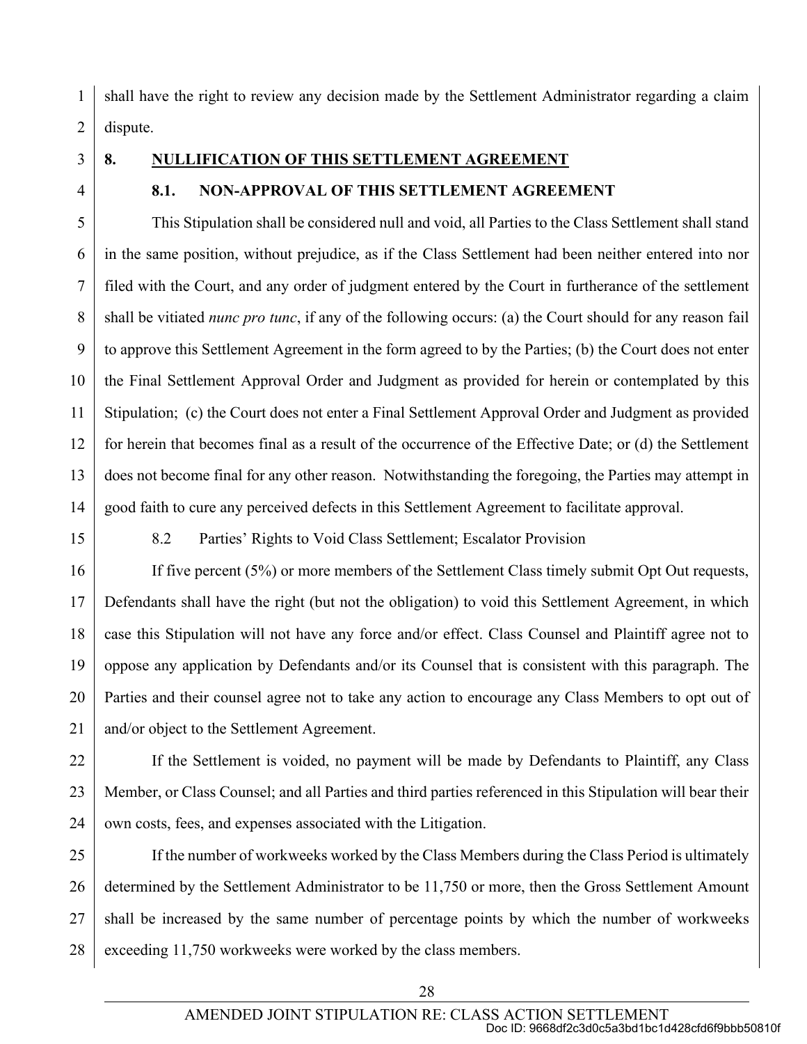shall have the right to review any decision made by the Settlement Administrator regarding a claim dispute.

## 8. NULLIFICATION OF THIS SETTLEMENT AGREEMENT

### 8.1. NON-APPROVAL OF THIS SETTLEMENT AGREEMENT

This Stipulation shall be considered null and void, all Parties to the Class Settlement shall stand in the same position, without prejudice, as if the Class Settlement had been neither entered into nor filed with the Court, and any order of judgment entered by the Court in furtherance of the settlement shall be vitiated *nunc pro tunc*, if any of the following occurs: (a) the Court should for any reason fail to approve this Settlement Agreement in the form agreed to by the Parties; (b) the Court does not enter the Final Settlement Approval Order and Judgment as provided for herein or contemplated by this Stipulation; (c) the Court does not enter a Final Settlement Approval Order and Judgment as provided for herein that becomes final as a result of the occurrence of the Effective Date; or (d) the Settlement does not become final for any other reason. Notwithstanding the foregoing, the Parties may attempt in good faith to cure any perceived defects in this Settlement Agreement to facilitate approval.

8.2 Parties' Rights to Void Class Settlement; Escalator Provision

If five percent (5%) or more members of the Settlement Class timely submit Opt Out requests, Defendants shall have the right (but not the obligation) to void this Settlement Agreement, in which case this Stipulation will not have any force and/or effect. Class Counsel and Plaintiff agree not to oppose any application by Defendants and/or its Counsel that is consistent with this paragraph. The Parties and their counsel agree not to take any action to encourage any Class Members to opt out of and/or object to the Settlement Agreement.

If the Settlement is voided, no payment will be made by Defendants to Plaintiff, any Class Member, or Class Counsel; and all Parties and third parties referenced in this Stipulation will bear their own costs, fees, and expenses associated with the Litigation.

If the number of workweeks worked by the Class Members during the Class Period is ultimately determined by the Settlement Administrator to be 11,750 or more, then the Gross Settlement Amount shall be increased by the same number of percentage points by which the number of workweeks exceeding 11,750 workweeks were worked by the class members.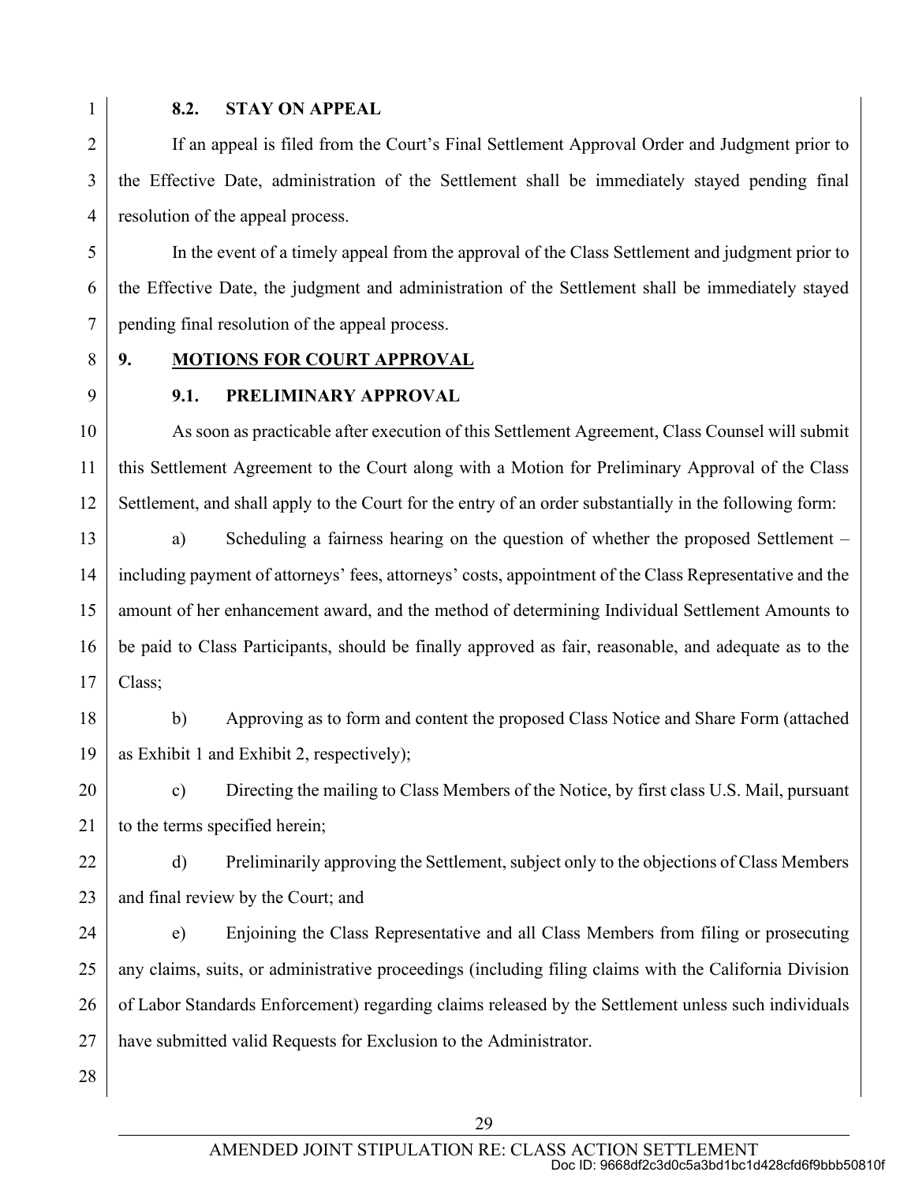### 8.2. STAY ON APPEAL

If an appeal is filed from the Court's Final Settlement Approval Order and Judgment prior to the Effective Date, administration of the Settlement shall be immediately stayed pending final resolution of the appeal process.

In the event of a timely appeal from the approval of the Class Settlement and judgment prior to the Effective Date, the judgment and administration of the Settlement shall be immediately stayed pending final resolution of the appeal process.

## 9. MOTIONS FOR COURT APPROVAL

### 9.1. PRELIMINARY APPROVAL

As soon as practicable after execution of this Settlement Agreement, Class Counsel will submit this Settlement Agreement to the Court along with a Motion for Preliminary Approval of the Class Settlement, and shall apply to the Court for the entry of an order substantially in the following form:

a) Scheduling a fairness hearing on the question of whether the proposed Settlement – including payment of attorneys' fees, attorneys' costs, appointment of the Class Representative and the amount of her enhancement award, and the method of determining Individual Settlement Amounts to be paid to Class Participants, should be finally approved as fair, reasonable, and adequate as to the Class;

b) Approving as to form and content the proposed Class Notice and Share Form (attached as Exhibit 1 and Exhibit 2, respectively);

c) Directing the mailing to Class Members of the Notice, by first class U.S. Mail, pursuant to the terms specified herein;

d) Preliminarily approving the Settlement, subject only to the objections of Class Members and final review by the Court; and

e) Enjoining the Class Representative and all Class Members from filing or prosecuting any claims, suits, or administrative proceedings (including filing claims with the California Division of Labor Standards Enforcement) regarding claims released by the Settlement unless such individuals have submitted valid Requests for Exclusion to the Administrator.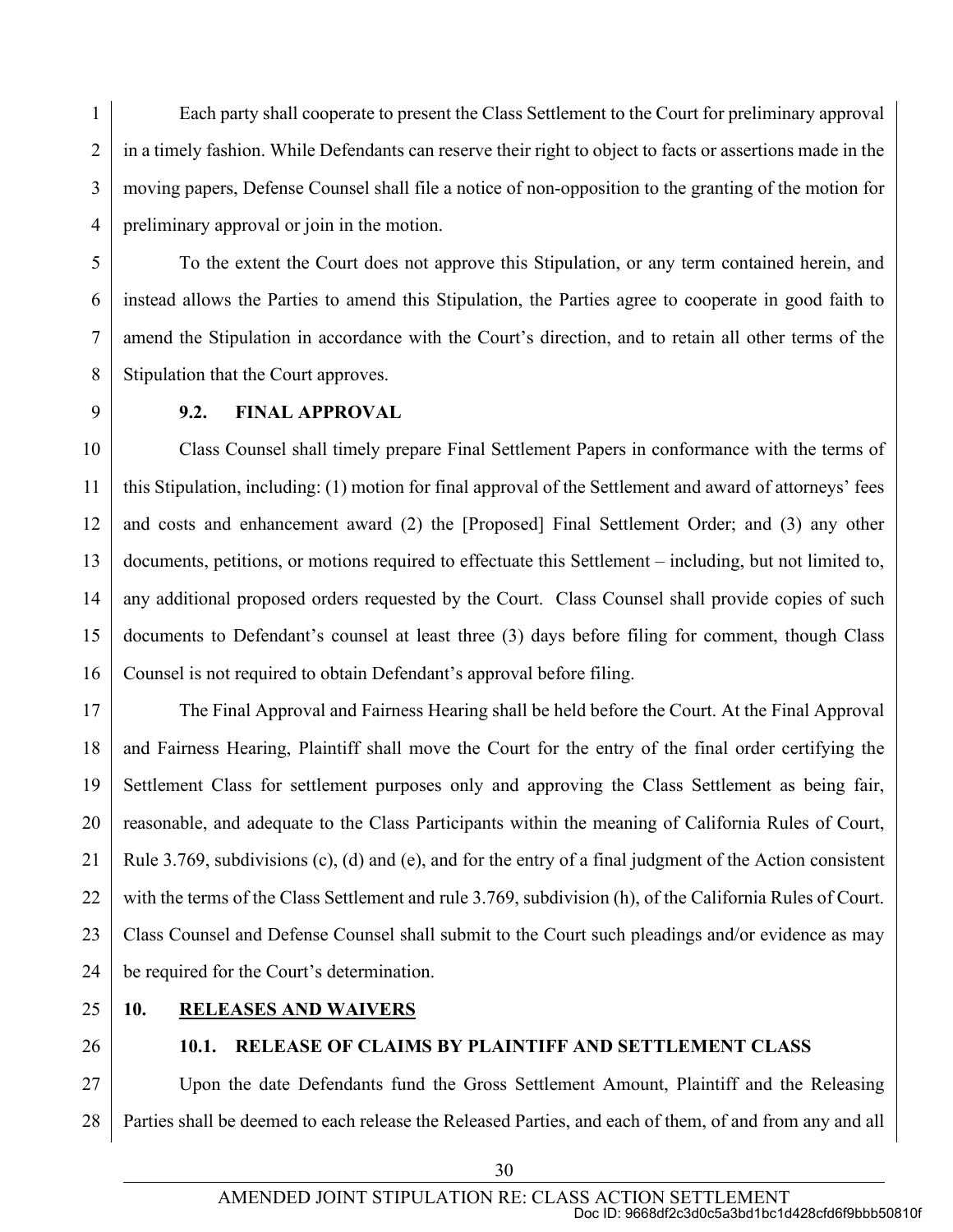Each party shall cooperate to present the Class Settlement to the Court for preliminary approval in a timely fashion. While Defendants can reserve their right to object to facts or assertions made in the moving papers, Defense Counsel shall file a notice of non-opposition to the granting of the motion for preliminary approval or join in the motion.

To the extent the Court does not approve this Stipulation, or any term contained herein, and instead allows the Parties to amend this Stipulation, the Parties agree to cooperate in good faith to amend the Stipulation in accordance with the Court's direction, and to retain all other terms of the Stipulation that the Court approves.

### 9.2. FINAL APPROVAL

Class Counsel shall timely prepare Final Settlement Papers in conformance with the terms of this Stipulation, including: (1) motion for final approval of the Settlement and award of attorneys' fees and costs and enhancement award (2) the [Proposed] Final Settlement Order; and (3) any other documents, petitions, or motions required to effectuate this Settlement – including, but not limited to, any additional proposed orders requested by the Court. Class Counsel shall provide copies of such documents to Defendant's counsel at least three (3) days before filing for comment, though Class Counsel is not required to obtain Defendant's approval before filing.

The Final Approval and Fairness Hearing shall be held before the Court. At the Final Approval and Fairness Hearing, Plaintiff shall move the Court for the entry of the final order certifying the Settlement Class for settlement purposes only and approving the Class Settlement as being fair, reasonable, and adequate to the Class Participants within the meaning of California Rules of Court, Rule 3.769, subdivisions (c), (d) and (e), and for the entry of a final judgment of the Action consistent with the terms of the Class Settlement and rule 3.769, subdivision (h), of the California Rules of Court. Class Counsel and Defense Counsel shall submit to the Court such pleadings and/or evidence as may be required for the Court's determination.

## 10. RELEASES AND WAIVERS

### 10.1. RELEASE OF CLAIMS BY PLAINTIFF AND SETTLEMENT CLASS

Upon the date Defendants fund the Gross Settlement Amount, Plaintiff and the Releasing Parties shall be deemed to each release the Released Parties, and each of them, of and from any and all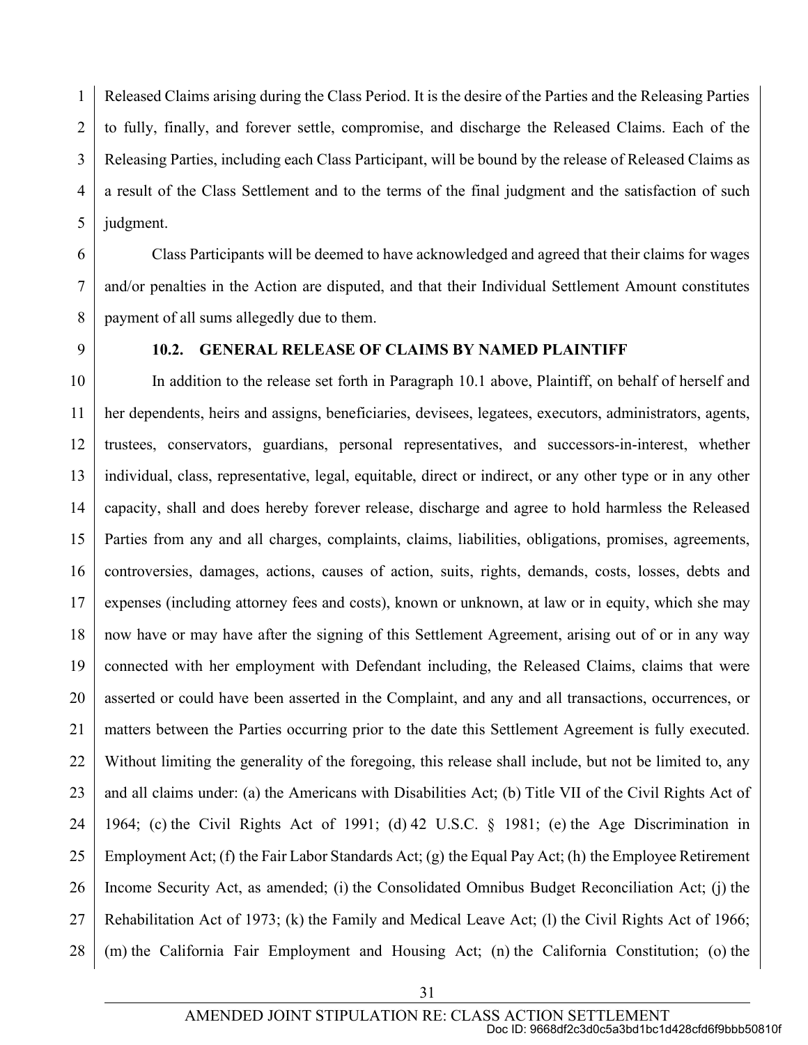Released Claims arising during the Class Period. It is the desire of the Parties and the Releasing Parties to fully, finally, and forever settle, compromise, and discharge the Released Claims. Each of the Releasing Parties, including each Class Participant, will be bound by the release of Released Claims as a result of the Class Settlement and to the terms of the final judgment and the satisfaction of such judgment.

Class Participants will be deemed to have acknowledged and agreed that their claims for wages and/or penalties in the Action are disputed, and that their Individual Settlement Amount constitutes payment of all sums allegedly due to them.

### 10.2. GENERAL RELEASE OF CLAIMS BY NAMED PLAINTIFF

In addition to the release set forth in Paragraph 10.1 above, Plaintiff, on behalf of herself and her dependents, heirs and assigns, beneficiaries, devisees, legatees, executors, administrators, agents, trustees, conservators, guardians, personal representatives, and successors-in-interest, whether individual, class, representative, legal, equitable, direct or indirect, or any other type or in any other capacity, shall and does hereby forever release, discharge and agree to hold harmless the Released Parties from any and all charges, complaints, claims, liabilities, obligations, promises, agreements, controversies, damages, actions, causes of action, suits, rights, demands, costs, losses, debts and expenses (including attorney fees and costs), known or unknown, at law or in equity, which she may now have or may have after the signing of this Settlement Agreement, arising out of or in any way connected with her employment with Defendant including, the Released Claims, claims that were asserted or could have been asserted in the Complaint, and any and all transactions, occurrences, or matters between the Parties occurring prior to the date this Settlement Agreement is fully executed. Without limiting the generality of the foregoing, this release shall include, but not be limited to, any and all claims under: (a) the Americans with Disabilities Act; (b) Title VII of the Civil Rights Act of 1964; (c) the Civil Rights Act of 1991; (d) 42 U.S.C. § 1981; (e) the Age Discrimination in Employment Act; (f) the Fair Labor Standards Act; (g) the Equal Pay Act; (h) the Employee Retirement Income Security Act, as amended; (i) the Consolidated Omnibus Budget Reconciliation Act; (j) the Rehabilitation Act of 1973; (k) the Family and Medical Leave Act; (l) the Civil Rights Act of 1966; (m) the California Fair Employment and Housing Act; (n) the California Constitution; (o) the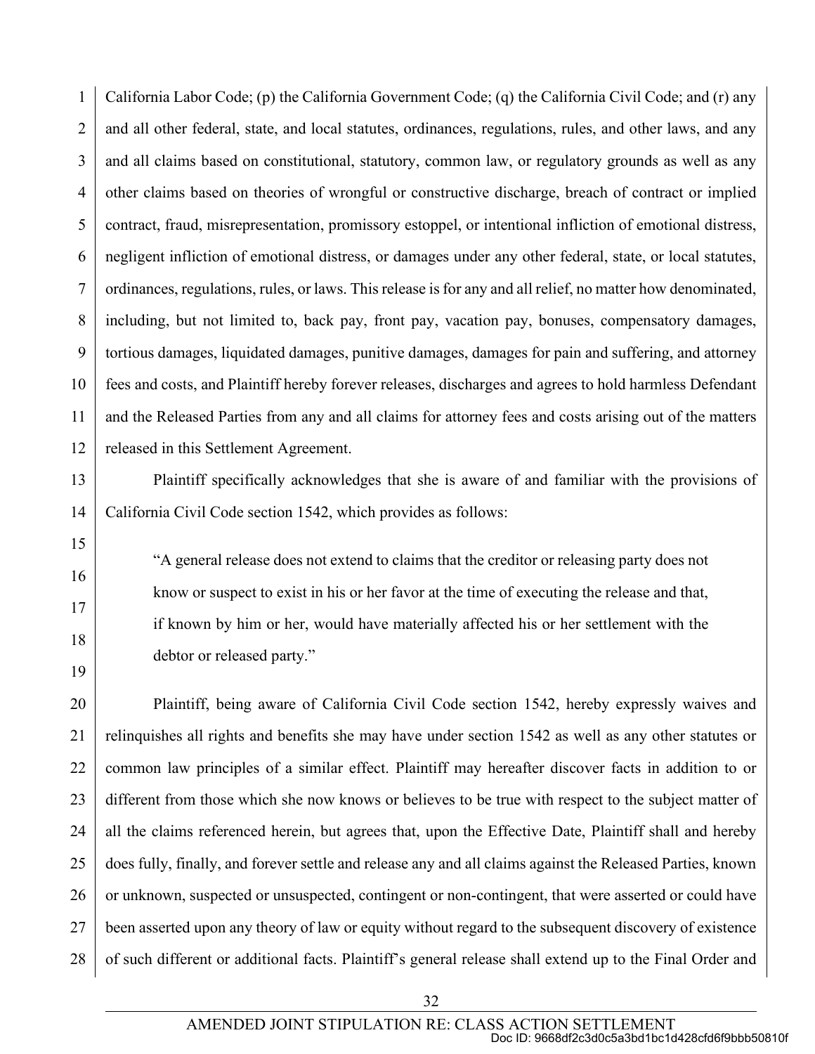California Labor Code; (p) the California Government Code; (q) the California Civil Code; and (r) any and all other federal, state, and local statutes, ordinances, regulations, rules, and other laws, and any and all claims based on constitutional, statutory, common law, or regulatory grounds as well as any other claims based on theories of wrongful or constructive discharge, breach of contract or implied contract, fraud, misrepresentation, promissory estoppel, or intentional infliction of emotional distress, negligent infliction of emotional distress, or damages under any other federal, state, or local statutes, ordinances, regulations, rules, or laws. This release is for any and all relief, no matter how denominated, including, but not limited to, back pay, front pay, vacation pay, bonuses, compensatory damages, tortious damages, liquidated damages, punitive damages, damages for pain and suffering, and attorney fees and costs, and Plaintiff hereby forever releases, discharges and agrees to hold harmless Defendant and the Released Parties from any and all claims for attorney fees and costs arising out of the matters released in this Settlement Agreement.

Plaintiff specifically acknowledges that she is aware of and familiar with the provisions of California Civil Code section 1542, which provides as follows:

> "A general release does not extend to claims that the creditor or releasing party does not know or suspect to exist in his or her favor at the time of executing the release and that, if known by him or her, would have materially affected his or her settlement with the debtor or released party."

Plaintiff, being aware of California Civil Code section 1542, hereby expressly waives and relinquishes all rights and benefits she may have under section 1542 as well as any other statutes or common law principles of a similar effect. Plaintiff may hereafter discover facts in addition to or different from those which she now knows or believes to be true with respect to the subject matter of all the claims referenced herein, but agrees that, upon the Effective Date, Plaintiff shall and hereby does fully, finally, and forever settle and release any and all claims against the Released Parties, known or unknown, suspected or unsuspected, contingent or non-contingent, that were asserted or could have been asserted upon any theory of law or equity without regard to the subsequent discovery of existence of such different or additional facts. Plaintiff's general release shall extend up to the Final Order and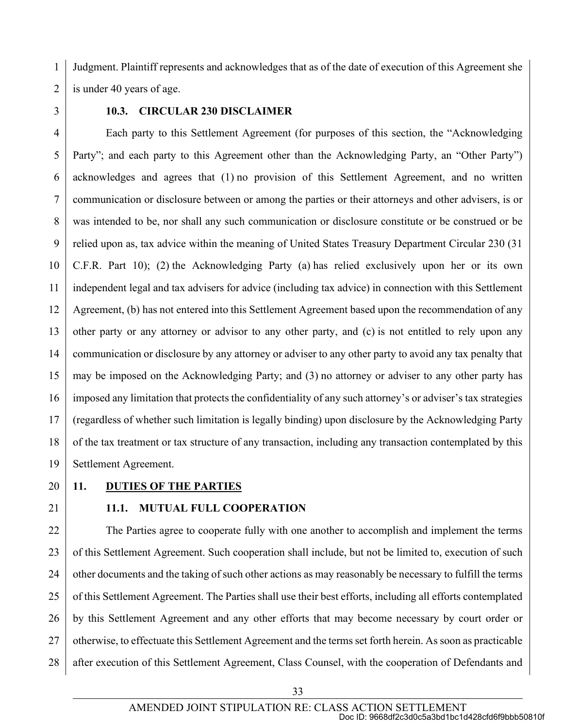Judgment. Plaintiff represents and acknowledges that as of the date of execution of this Agreement she is under 40 years of age.

### 10.3. CIRCULAR 230 DISCLAIMER

Each party to this Settlement Agreement (for purposes of this section, the "Acknowledging Party"; and each party to this Agreement other than the Acknowledging Party, an "Other Party") acknowledges and agrees that (1) no provision of this Settlement Agreement, and no written communication or disclosure between or among the parties or their attorneys and other advisers, is or was intended to be, nor shall any such communication or disclosure constitute or be construed or be relied upon as, tax advice within the meaning of United States Treasury Department Circular 230 (31 C.F.R. Part 10); (2) the Acknowledging Party (a) has relied exclusively upon her or its own independent legal and tax advisers for advice (including tax advice) in connection with this Settlement Agreement, (b) has not entered into this Settlement Agreement based upon the recommendation of any other party or any attorney or advisor to any other party, and (c) is not entitled to rely upon any communication or disclosure by any attorney or adviser to any other party to avoid any tax penalty that may be imposed on the Acknowledging Party; and (3) no attorney or adviser to any other party has imposed any limitation that protects the confidentiality of any such attorney's or adviser's tax strategies (regardless of whether such limitation is legally binding) upon disclosure by the Acknowledging Party of the tax treatment or tax structure of any transaction, including any transaction contemplated by this Settlement Agreement.

## 11. <u>DUTIES OF THE PARTIES</u>

### 11.1. MUTUAL FULL COOPERATION

The Parties agree to cooperate fully with one another to accomplish and implement the terms of this Settlement Agreement. Such cooperation shall include, but not be limited to, execution of such other documents and the taking of such other actions as may reasonably be necessary to fulfill the terms of this Settlement Agreement. The Parties shall use their best efforts, including all efforts contemplated by this Settlement Agreement and any other efforts that may become necessary by court order or otherwise, to effectuate this Settlement Agreement and the terms set forth herein. As soon as practicable after execution of this Settlement Agreement, Class Counsel, with the cooperation of Defendants and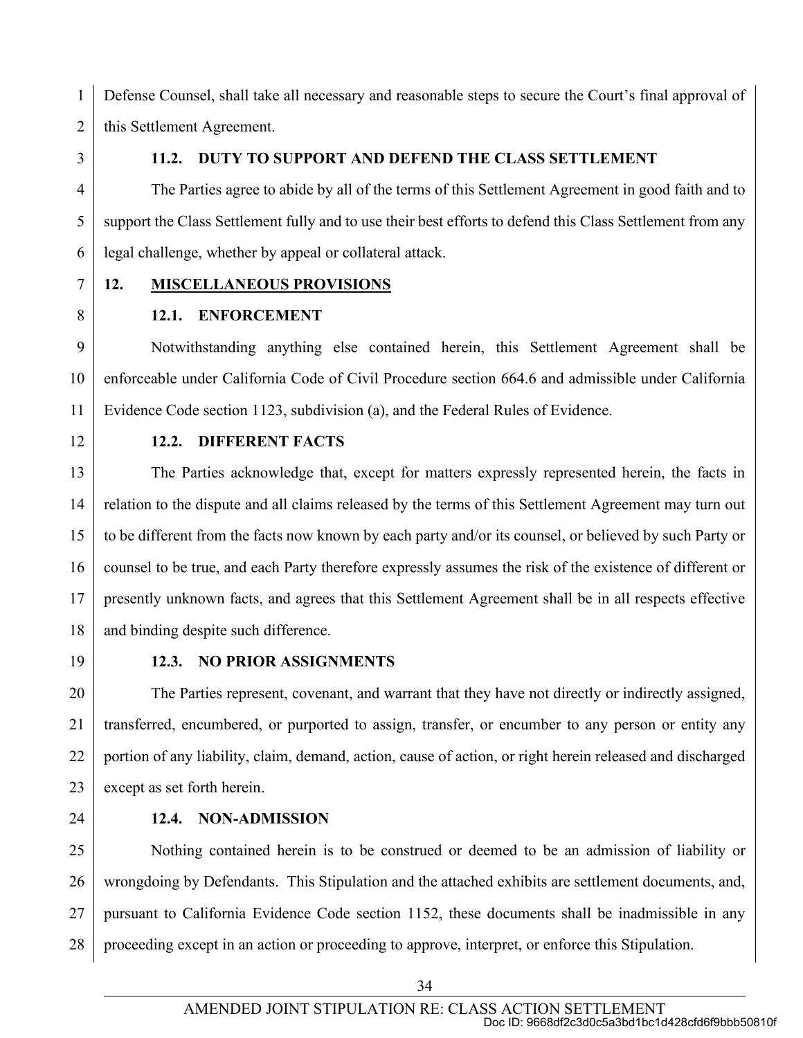Defense Counsel, shall take all necessary and reasonable steps to secure the Court's final approval of this Settlement Agreement.

### 11.2. DUTY TO SUPPORT AND DEFEND THE CLASS SETTLEMENT

The Parties agree to abide by all of the terms of this Settlement Agreement in good faith and to support the Class Settlement fully and to use their best efforts to defend this Class Settlement from any legal challenge, whether by appeal or collateral attack.

## 12. MISCELLANEOUS PROVISIONS

### 12.1. ENFORCEMENT

Notwithstanding anything else contained herein, this Settlement Agreement shall be enforceable under California Code of Civil Procedure section 664.6 and admissible under California Evidence Code section 1123, subdivision (a), and the Federal Rules of Evidence.

### 12.2. DIFFERENT FACTS

The Parties acknowledge that, except for matters expressly represented herein, the facts in relation to the dispute and all claims released by the terms of this Settlement Agreement may turn out to be different from the facts now known by each party and/or its counsel, or believed by such Party or counsel to be true, and each Party therefore expressly assumes the risk of the existence of different or presently unknown facts, and agrees that this Settlement Agreement shall be in all respects effective and binding despite such difference.

### 12.3. NO PRIOR ASSIGNMENTS

The Parties represent, covenant, and warrant that they have not directly or indirectly assigned, transferred, encumbered, or purported to assign, transfer, or encumber to any person or entity any portion of any liability, claim, demand, action, cause of action, or right herein released and discharged except as set forth herein.

### 12.4. NON-ADMISSION

Nothing contained herein is to be construed or deemed to be an admission of liability or wrongdoing by Defendants. This Stipulation and the attached exhibits are settlement documents, and, pursuant to California Evidence Code section 1152, these documents shall be inadmissible in any proceeding except in an action or proceeding to approve, interpret, or enforce this Stipulation.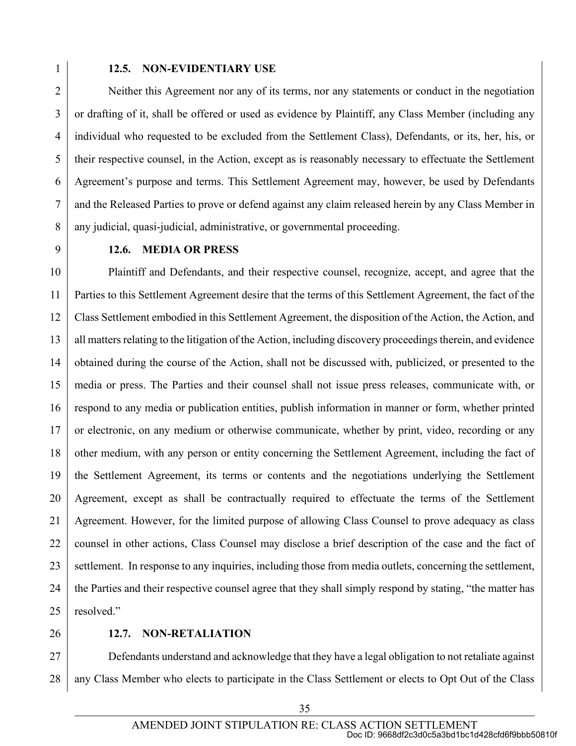**12.5. NON-EVIDENTIARY USE**

Neither this Agreement nor any of its terms, nor any statements or conduct in the negotiation or drafting of it, shall be offered or used as evidence by Plaintiff, any Class Member (including any individual who requested to be excluded from the Settlement Class), Defendants, or its, her, his, or their respective counsel, in the Action, except as is reasonably necessary to effectuate the Settlement Agreement's purpose and terms. This Settlement Agreement may, however, be used by Defendants and the Released Parties to prove or defend against any claim released herein by any Class Member in any judicial, quasi-judicial, administrative, or governmental proceeding.

**12.6. MEDIA OR PRESS**

Plaintiff and Defendants, and their respective counsel, recognize, accept, and agree that the Parties to this Settlement Agreement desire that the terms of this Settlement Agreement, the fact of the Class Settlement embodied in this Settlement Agreement, the disposition of the Action, the Action, and all matters relating to the litigation of the Action, including discovery proceedings therein, and evidence obtained during the course of the Action, shall not be discussed with, publicized, or presented to the media or press. The Parties and their counsel shall not issue press releases, communicate with, or respond to any media or publication entities, publish information in manner or form, whether printed or electronic, on any medium or otherwise communicate, whether by print, video, recording or any other medium, with any person or entity concerning the Settlement Agreement, including the fact of the Settlement Agreement, its terms or contents and the negotiations underlying the Settlement Agreement, except as shall be contractually required to effectuate the terms of the Settlement Agreement. However, for the limited purpose of allowing Class Counsel to prove adequacy as class counsel in other actions, Class Counsel may disclose a brief description of the case and the fact of settlement. In response to any inquiries, including those from media outlets, concerning the settlement, the Parties and their respective counsel agree that they shall simply respond by stating, "the matter has resolved."

**12.7. NON-RETALIATION**

Defendants understand and acknowledge that they have a legal obligation to not retaliate against any Class Member who elects to participate in the Class Settlement or elects to Opt Out of the Class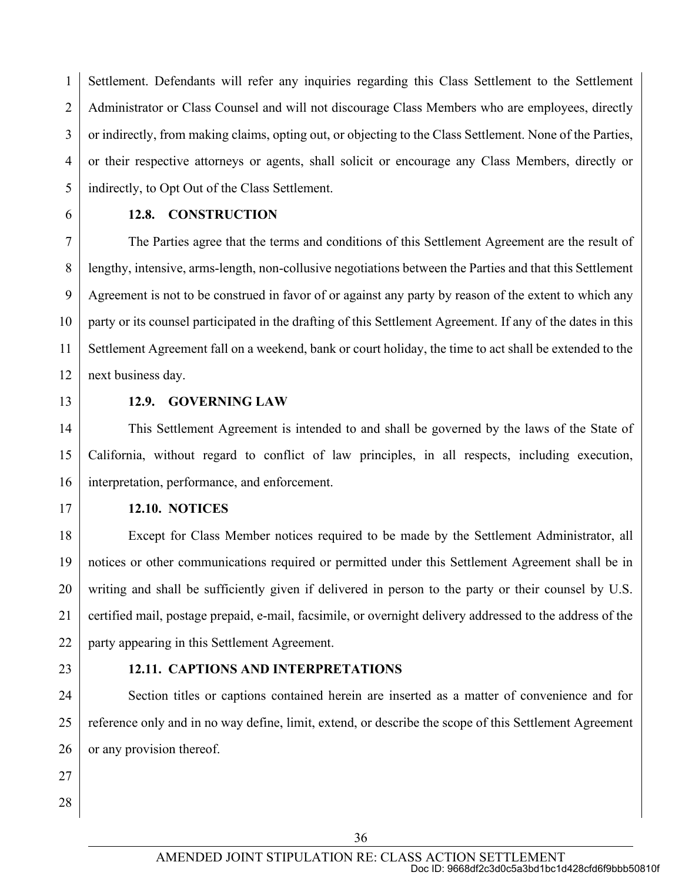Settlement. Defendants will refer any inquiries regarding this Class Settlement to the Settlement Administrator or Class Counsel and will not discourage Class Members who are employees, directly or indirectly, from making claims, opting out, or objecting to the Class Settlement. None of the Parties, or their respective attorneys or agents, shall solicit or encourage any Class Members, directly or indirectly, to Opt Out of the Class Settlement.

**12.8. CONSTRUCTION**

The Parties agree that the terms and conditions of this Settlement Agreement are the result of lengthy, intensive, arms-length, non-collusive negotiations between the Parties and that this Settlement Agreement is not to be construed in favor of or against any party by reason of the extent to which any party or its counsel participated in the drafting of this Settlement Agreement. If any of the dates in this Settlement Agreement fall on a weekend, bank or court holiday, the time to act shall be extended to the next business day.

**12.9. GOVERNING LAW**

This Settlement Agreement is intended to and shall be governed by the laws of the State of California, without regard to conflict of law principles, in all respects, including execution, interpretation, performance, and enforcement.

**12.10. NOTICES**

Except for Class Member notices required to be made by the Settlement Administrator, all notices or other communications required or permitted under this Settlement Agreement shall be in writing and shall be sufficiently given if delivered in person to the party or their counsel by U.S. certified mail, postage prepaid, e-mail, facsimile, or overnight delivery addressed to the address of the party appearing in this Settlement Agreement.

**12.11. CAPTIONS AND INTERPRETATIONS**

Section titles or captions contained herein are inserted as a matter of convenience and for reference only and in no way define, limit, extend, or describe the scope of this Settlement Agreement or any provision thereof.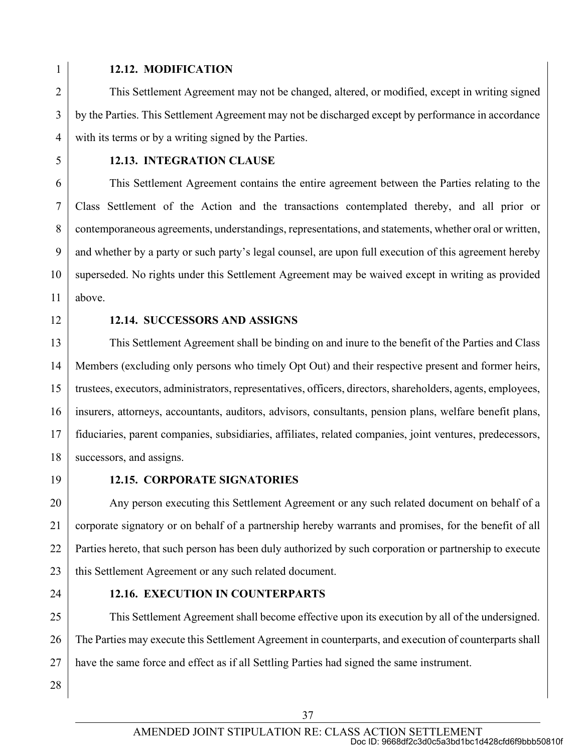**12.12. MODIFICATION**

This Settlement Agreement may not be changed, altered, or modified, except in writing signed by the Parties. This Settlement Agreement may not be discharged except by performance in accordance with its terms or by a writing signed by the Parties.

**12.13. INTEGRATION CLAUSE**

This Settlement Agreement contains the entire agreement between the Parties relating to the Class Settlement of the Action and the transactions contemplated thereby, and all prior or contemporaneous agreements, understandings, representations, and statements, whether oral or written, and whether by a party or such party's legal counsel, are upon full execution of this agreement hereby superseded. No rights under this Settlement Agreement may be waived except in writing as provided above.

**12.14. SUCCESSORS AND ASSIGNS**

This Settlement Agreement shall be binding on and inure to the benefit of the Parties and Class Members (excluding only persons who timely Opt Out) and their respective present and former heirs, trustees, executors, administrators, representatives, officers, directors, shareholders, agents, employees, insurers, attorneys, accountants, auditors, advisors, consultants, pension plans, welfare benefit plans, fiduciaries, parent companies, subsidiaries, affiliates, related companies, joint ventures, predecessors, successors, and assigns.

**12.15. CORPORATE SIGNATORIES**

Any person executing this Settlement Agreement or any such related document on behalf of a corporate signatory or on behalf of a partnership hereby warrants and promises, for the benefit of all Parties hereto, that such person has been duly authorized by such corporation or partnership to execute this Settlement Agreement or any such related document.

**12.16. EXECUTION IN COUNTERPARTS**

This Settlement Agreement shall become effective upon its execution by all of the undersigned. The Parties may execute this Settlement Agreement in counterparts, and execution of counterparts shall have the same force and effect as if all Settling Parties had signed the same instrument.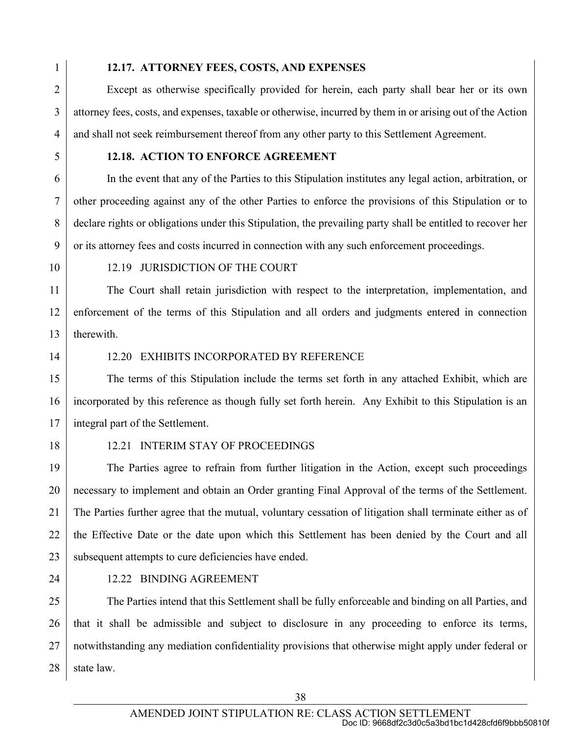**12.17. ATTORNEY FEES, COSTS, AND EXPENSES**

Except as otherwise specifically provided for herein, each party shall bear her or its own attorney fees, costs, and expenses, taxable or otherwise, incurred by them in or arising out of the Action and shall not seek reimbursement thereof from any other party to this Settlement Agreement.

**12.18. ACTION TO ENFORCE AGREEMENT**

In the event that any of the Parties to this Stipulation institutes any legal action, arbitration, or other proceeding against any of the other Parties to enforce the provisions of this Stipulation or to declare rights or obligations under this Stipulation, the prevailing party shall be entitled to recover her or its attorney fees and costs incurred in connection with any such enforcement proceedings.

12.19 JURISDICTION OF THE COURT

The Court shall retain jurisdiction with respect to the interpretation, implementation, and enforcement of the terms of this Stipulation and all orders and judgments entered in connection therewith.

12.20 EXHIBITS INCORPORATED BY REFERENCE

The terms of this Stipulation include the terms set forth in any attached Exhibit, which are incorporated by this reference as though fully set forth herein. Any Exhibit to this Stipulation is an integral part of the Settlement.

12.21 INTERIM STAY OF PROCEEDINGS

The Parties agree to refrain from further litigation in the Action, except such proceedings necessary to implement and obtain an Order granting Final Approval of the terms of the Settlement. The Parties further agree that the mutual, voluntary cessation of litigation shall terminate either as of the Effective Date or the date upon which this Settlement has been denied by the Court and all subsequent attempts to cure deficiencies have ended.

12.22 BINDING AGREEMENT

The Parties intend that this Settlement shall be fully enforceable and binding on all Parties, and that it shall be admissible and subject to disclosure in any proceeding to enforce its terms, notwithstanding any mediation confidentiality provisions that otherwise might apply under federal or state law.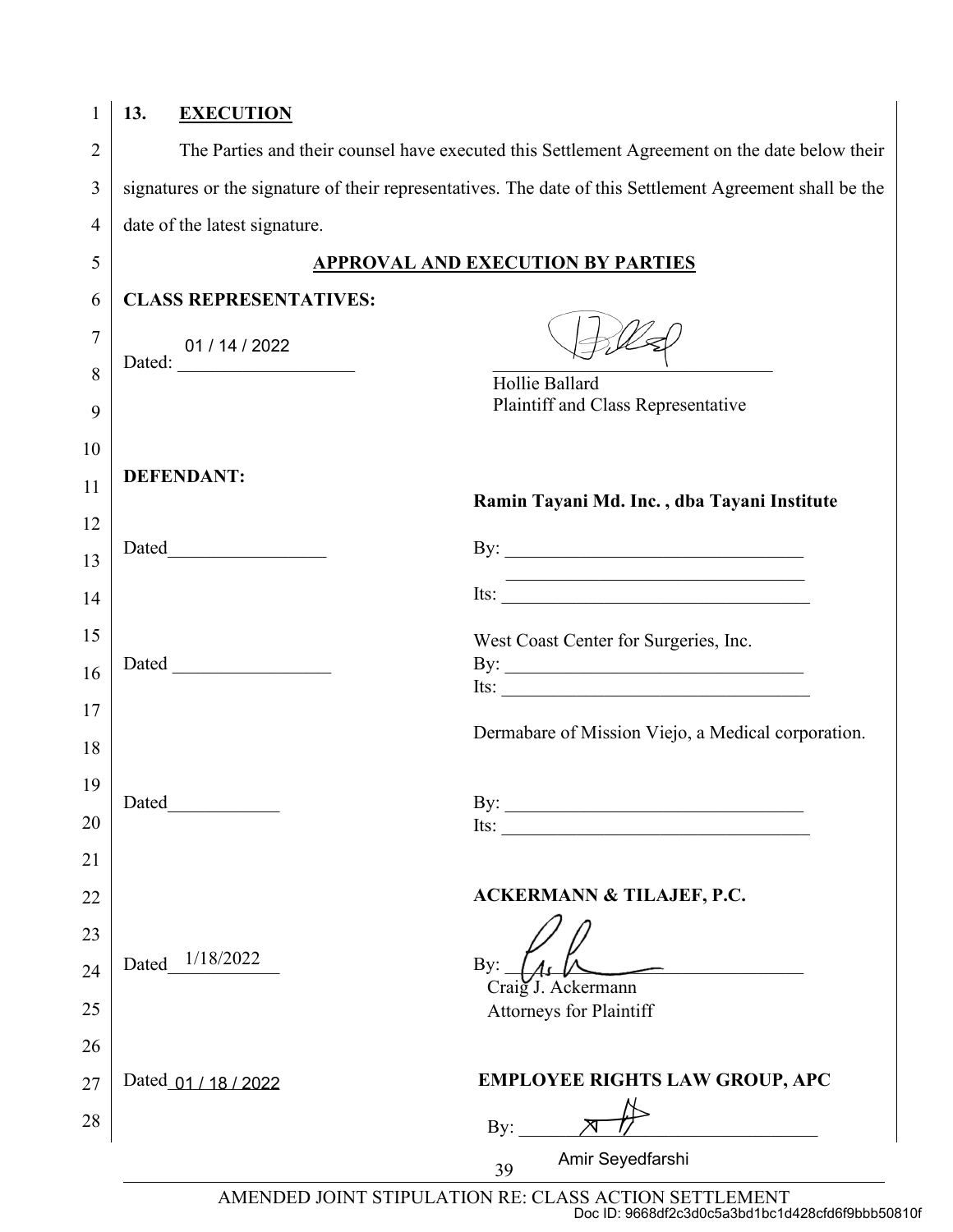## 13. EXECUTION

The Parties and their counsel have executed this Settlement Agreement on the date below their signatures or the signature of their representatives. The date of this Settlement Agreement shall be the date of the latest signature.

**APPROVAL AND EXECUTION BY PARTIES**

**CLASS REPRESENTATIVES:**

Dated: 01 / 14 / 2022

_______________________________
Hollie Ballard
Plaintiff and Class Representative

**DEFENDANT:**

**Ramin Tayani Md. Inc. , dba Tayani Institute**

Dated_________________

By: _______________________________
_______________________________
Its: _______________________________

West Coast Center for Surgeries, Inc.

Dated _________________

By: _______________________________
Its: _______________________________

Dermabare of Mission Viejo, a Medical corporation.

Dated____________

By: _______________________________
Its: _______________________________

**ACKERMANN & TILAJEF, P.C.**

Dated 1/18/2022

By: _______________________________
Craig J. Ackermann
Attorneys for Plaintiff

Dated 01 / 18 / 2022

**EMPLOYEE RIGHTS LAW GROUP, APC**

By: _______________________________
Amir Seyedfarshi

AMENDED JOINT STIPULATION RE: CLASS ACTION SETTLEMENT

Doc ID: 9668df2c3d0c5a3bd1bc1d428cfd6f9bbb50810f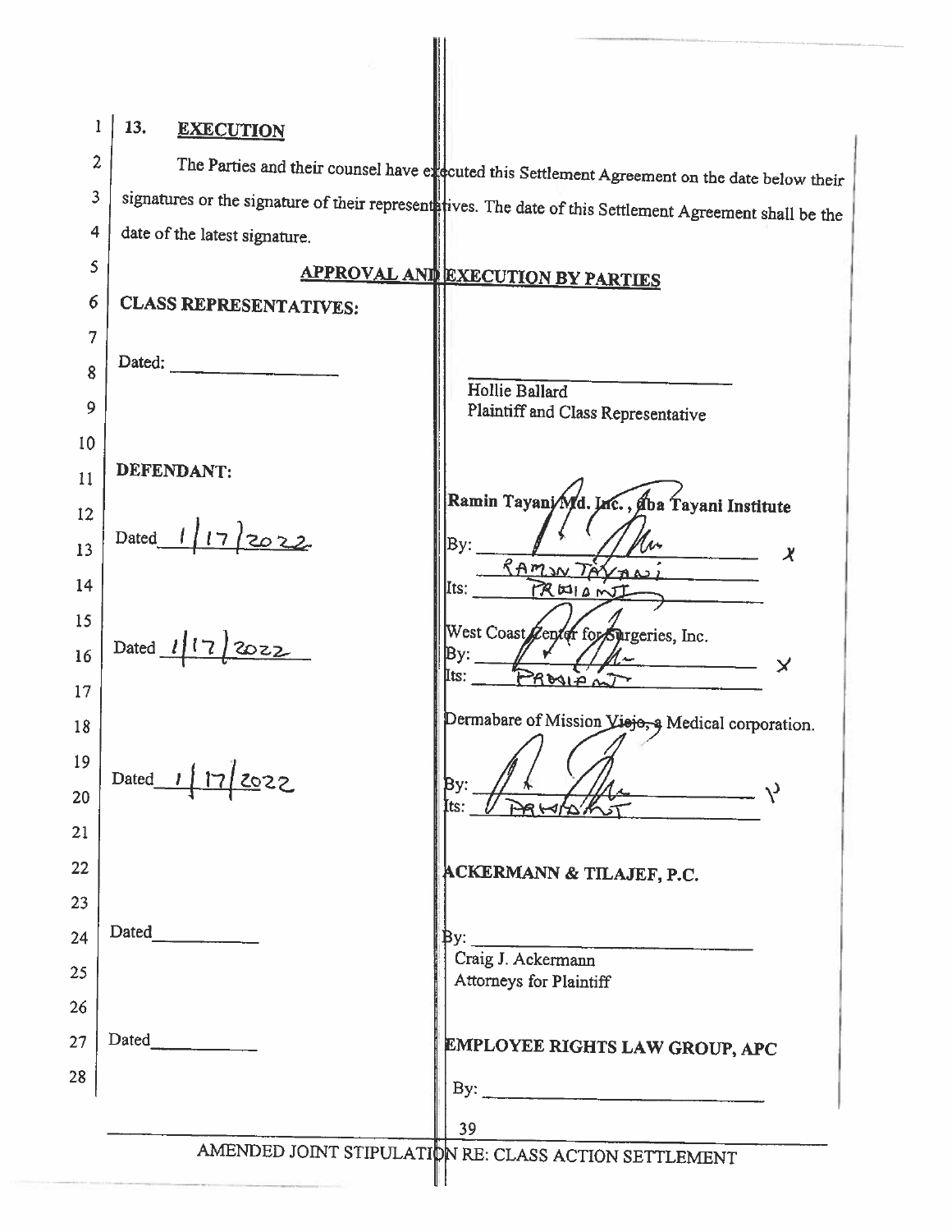## 13. EXECUTION

The Parties and their counsel have executed this Settlement Agreement on the date below their signatures or the signature of their representatives. The date of this Settlement Agreement shall be the date of the latest signature.

**APPROVAL AND EXECUTION BY PARTIES**

**CLASS REPRESENTATIVES:**

Dated: ________________

________________________
Hollie Ballard
Plaintiff and Class Representative

**DEFENDANT:**

Dated 1/17/2022

**Ramin Tayani Md. Inc., dba Tayani Institute**

By: ________________________
RAMIN TAYANI
Its: PRESIDENT

Dated 1/17/2022

West Coast Center for Surgeries, Inc.
By: ________________________
Its: PRESIDENT

Dermabare of Mission ~~Viejo, a~~ Medical corporation.

Dated 1/17/2022

By: ________________________
Its: PRESIDENT

**ACKERMANN & TILAJEF, P.C.**

Dated__________

By: ________________________
Craig J. Ackermann
Attorneys for Plaintiff

Dated__________

**EMPLOYEE RIGHTS LAW GROUP, APC**

By: ________________________

AMENDED JOINT STIPULATION RE: CLASS ACTION SETTLEMENT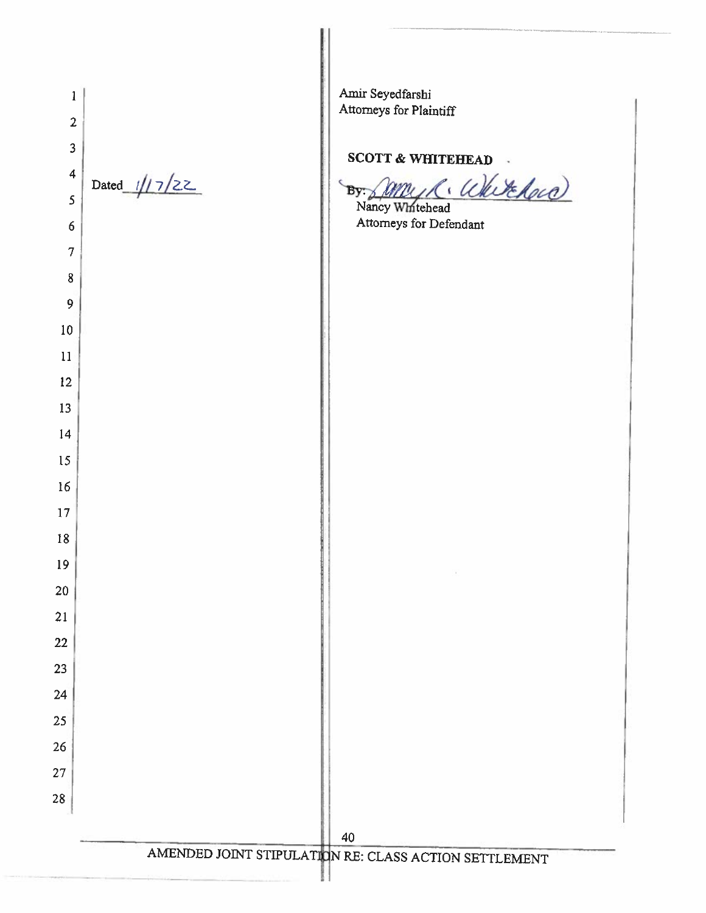Amir Seyedfarshi
Attorneys for Plaintiff

Dated 1/17/22

**SCOTT & WHITEHEAD**

By: Nancy R. Whitehead
Nancy Whitehead
Attorneys for Defendant

AMENDED JOINT STIPULATION RE: CLASS ACTION SETTLEMENT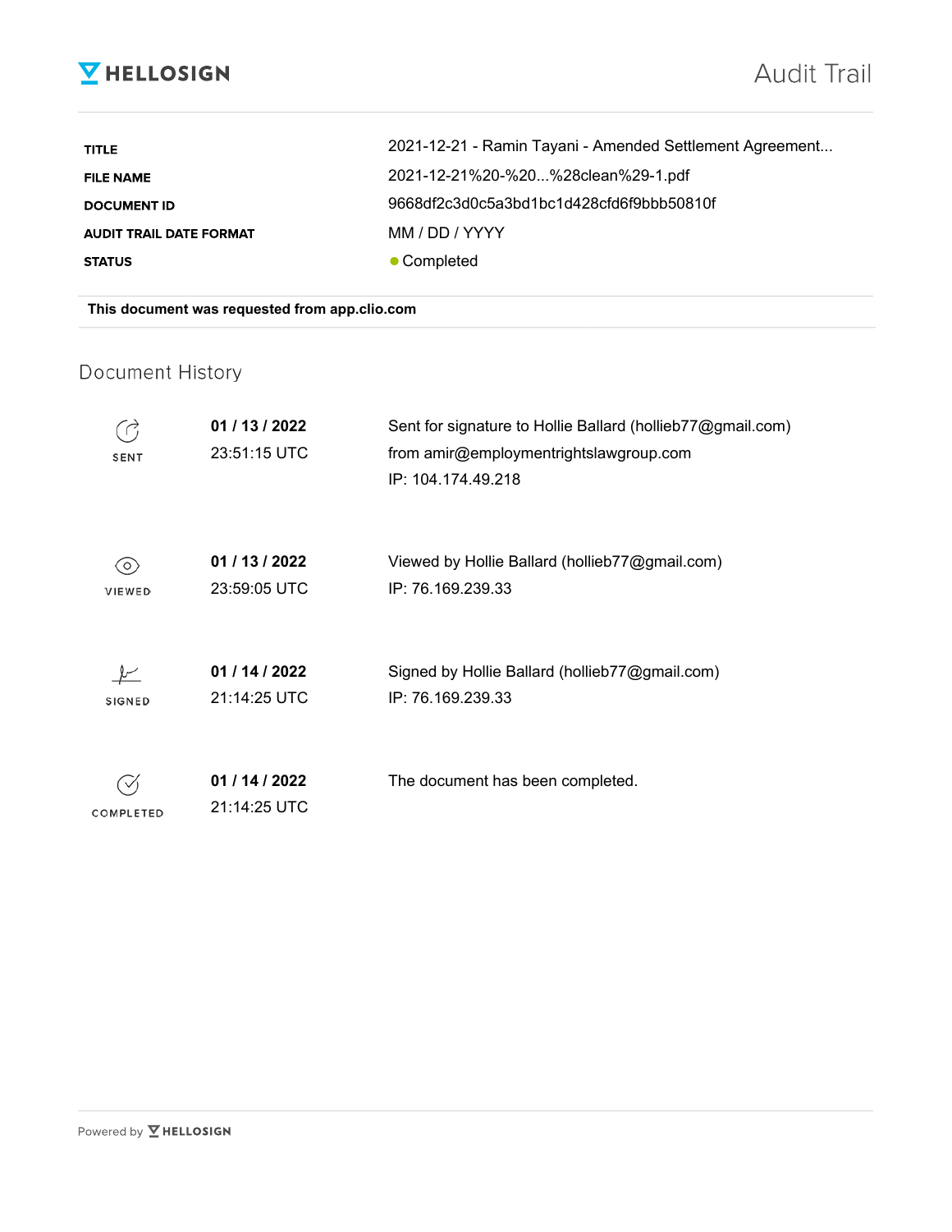HELLOSIGN

# Audit Trail

| | |
|---|---|
| **TITLE** | 2021-12-21 - Ramin Tayani - Amended Settlement Agreement... |
| **FILE NAME** | 2021-12-21%20-%20...%28clean%29-1.pdf |
| **DOCUMENT ID** | 9668df2c3d0c5a3bd1bc1d428cfd6f9bbb50810f |
| **AUDIT TRAIL DATE FORMAT** | MM / DD / YYYY |
| **STATUS** | ● Completed |

**This document was requested from app.clio.com**

## Document History

| | | |
|---|---|---|
| SENT | **01 / 13 / 2022** 23:51:15 UTC | Sent for signature to Hollie Ballard (hollieb77@gmail.com) from amir@employmentrightslawgroup.com IP: 104.174.49.218 |
| VIEWED | **01 / 13 / 2022** 23:59:05 UTC | Viewed by Hollie Ballard (hollieb77@gmail.com) IP: 76.169.239.33 |
| SIGNED | **01 / 14 / 2022** 21:14:25 UTC | Signed by Hollie Ballard (hollieb77@gmail.com) IP: 76.169.239.33 |
| COMPLETED | **01 / 14 / 2022** 21:14:25 UTC | The document has been completed. |

Powered by HELLOSIGN